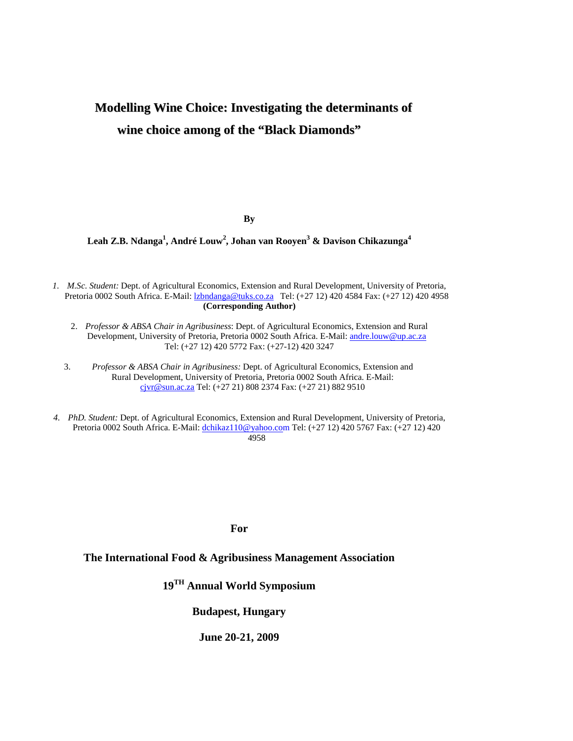# Modelling Wine Choice: Investigating the determinants of wine choice among of the "Black Diamonds"

**By**

**Leah Z.B. Ndanga[1], André Louw[2], Johan van Rooyen[3] & Davison Chikazunga[4]**

1. *M.Sc. Student:* Dept. of Agricultural Economics, Extension and Rural Development, University of Pretoria, Pretoria 0002 South Africa. E-Mail: lzbndanga@tuks.co.za Tel: (+27 12) 420 4584 Fax: (+27 12) 420 4958 **(Corresponding Author)**

2. *Professor & ABSA Chair in Agribusiness*: Dept. of Agricultural Economics, Extension and Rural Development, University of Pretoria, Pretoria 0002 South Africa. E-Mail: andre.louw@up.ac.za Tel: (+27 12) 420 5772 Fax: (+27-12) 420 3247

3. *Professor & ABSA Chair in Agribusiness:* Dept. of Agricultural Economics, Extension and Rural Development, University of Pretoria, Pretoria 0002 South Africa. E-Mail: cjvr@sun.ac.za Tel: (+27 21) 808 2374 Fax: (+27 21) 882 9510

4. *PhD. Student:* Dept. of Agricultural Economics, Extension and Rural Development, University of Pretoria, Pretoria 0002 South Africa. E-Mail: dchikaz110@yahoo.com Tel: (+27 12) 420 5767 Fax: (+27 12) 420 4958

**For**

**The International Food & Agribusiness Management Association**

**19TH Annual World Symposium**

**Budapest, Hungary**

**June 20-21, 2009**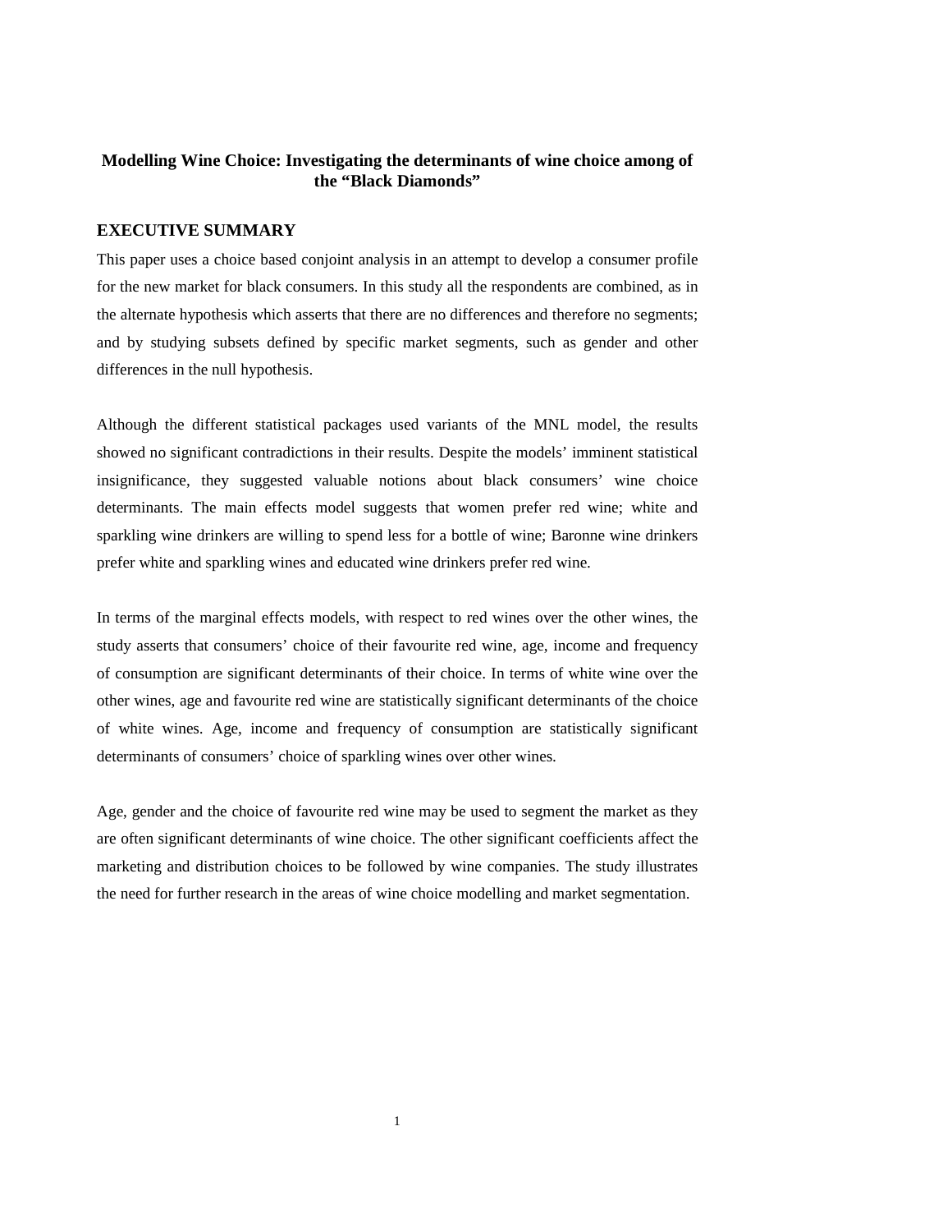**Modelling Wine Choice: Investigating the determinants of wine choice among of the "Black Diamonds"**

## EXECUTIVE SUMMARY

This paper uses a choice based conjoint analysis in an attempt to develop a consumer profile for the new market for black consumers. In this study all the respondents are combined, as in the alternate hypothesis which asserts that there are no differences and therefore no segments; and by studying subsets defined by specific market segments, such as gender and other differences in the null hypothesis.

Although the different statistical packages used variants of the MNL model, the results showed no significant contradictions in their results. Despite the models' imminent statistical insignificance, they suggested valuable notions about black consumers' wine choice determinants. The main effects model suggests that women prefer red wine; white and sparkling wine drinkers are willing to spend less for a bottle of wine; Baronne wine drinkers prefer white and sparkling wines and educated wine drinkers prefer red wine.

In terms of the marginal effects models, with respect to red wines over the other wines, the study asserts that consumers' choice of their favourite red wine, age, income and frequency of consumption are significant determinants of their choice. In terms of white wine over the other wines, age and favourite red wine are statistically significant determinants of the choice of white wines. Age, income and frequency of consumption are statistically significant determinants of consumers' choice of sparkling wines over other wines.

Age, gender and the choice of favourite red wine may be used to segment the market as they are often significant determinants of wine choice. The other significant coefficients affect the marketing and distribution choices to be followed by wine companies. The study illustrates the need for further research in the areas of wine choice modelling and market segmentation.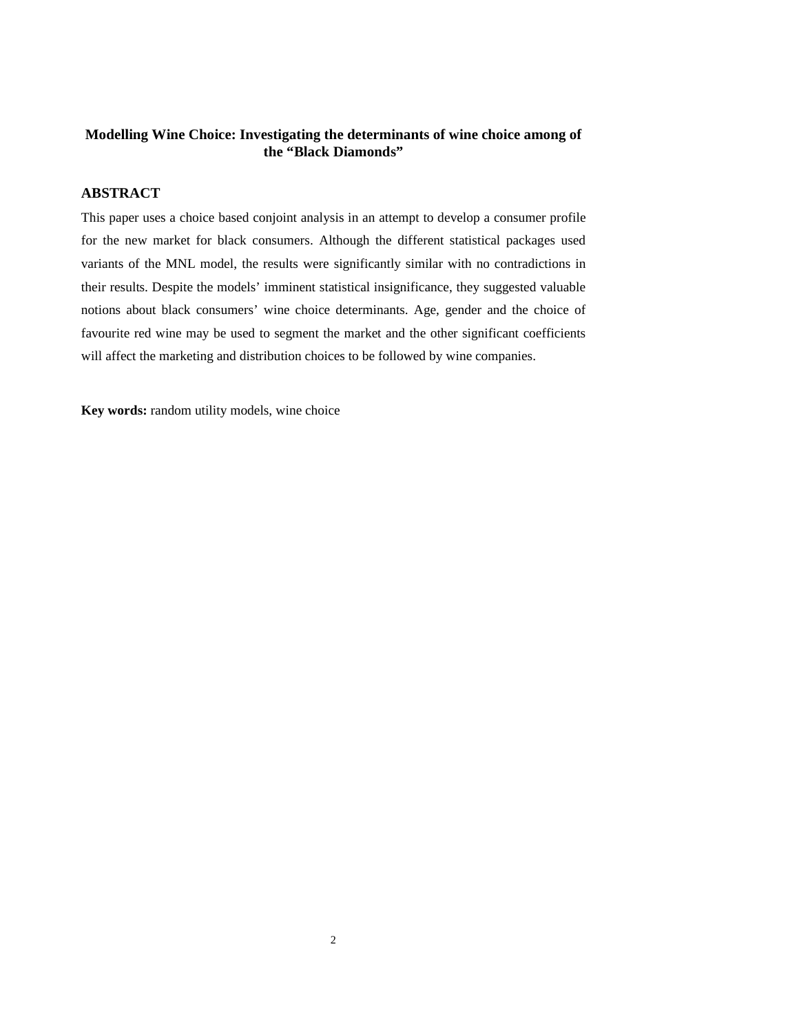# Modelling Wine Choice: Investigating the determinants of wine choice among of the "Black Diamonds"

## ABSTRACT

This paper uses a choice based conjoint analysis in an attempt to develop a consumer profile for the new market for black consumers. Although the different statistical packages used variants of the MNL model, the results were significantly similar with no contradictions in their results. Despite the models' imminent statistical insignificance, they suggested valuable notions about black consumers' wine choice determinants. Age, gender and the choice of favourite red wine may be used to segment the market and the other significant coefficients will affect the marketing and distribution choices to be followed by wine companies.

**Key words:** random utility models, wine choice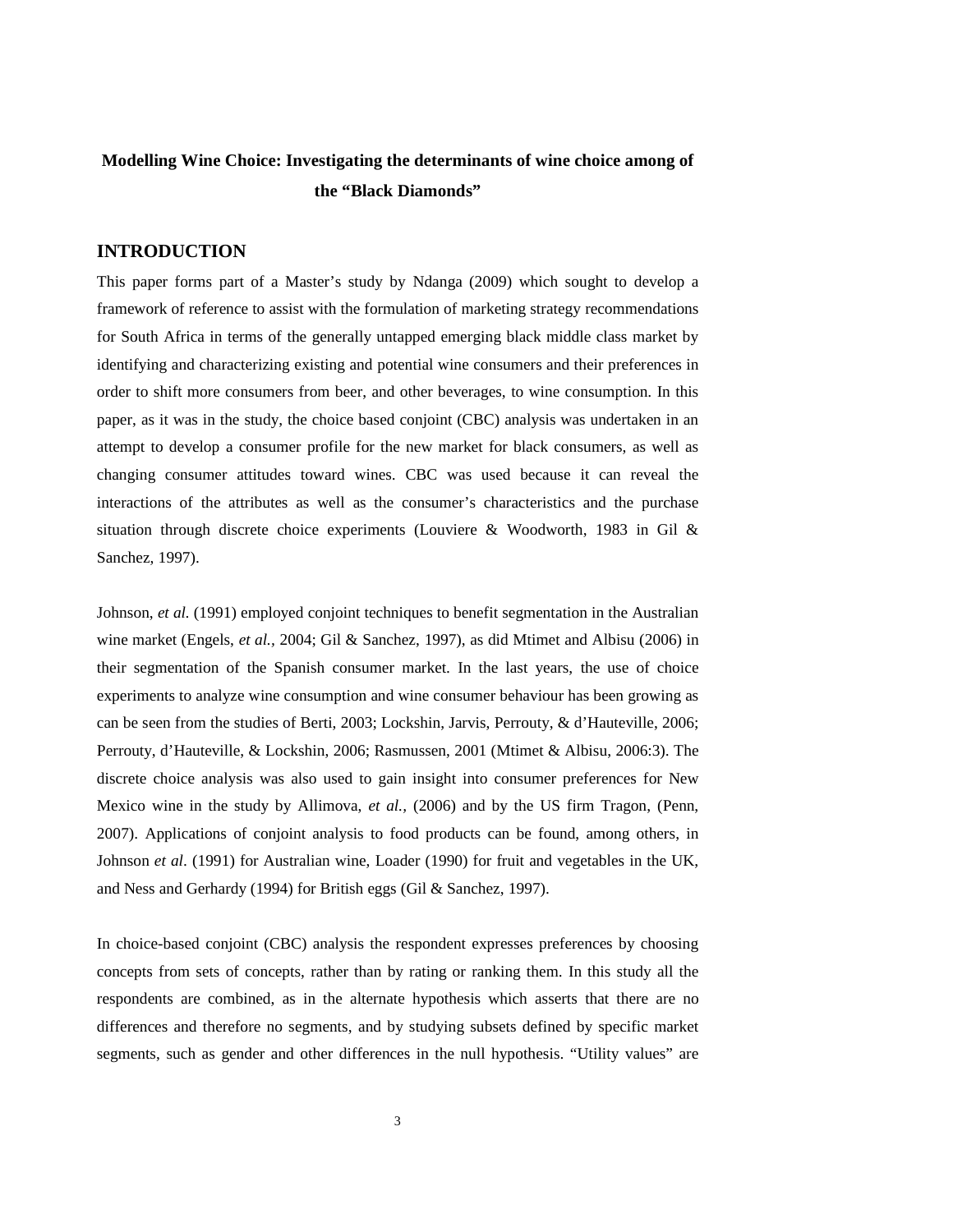**Modelling Wine Choice: Investigating the determinants of wine choice among of the "Black Diamonds"**

## INTRODUCTION

This paper forms part of a Master's study by Ndanga (2009) which sought to develop a framework of reference to assist with the formulation of marketing strategy recommendations for South Africa in terms of the generally untapped emerging black middle class market by identifying and characterizing existing and potential wine consumers and their preferences in order to shift more consumers from beer, and other beverages, to wine consumption. In this paper, as it was in the study, the choice based conjoint (CBC) analysis was undertaken in an attempt to develop a consumer profile for the new market for black consumers, as well as changing consumer attitudes toward wines. CBC was used because it can reveal the interactions of the attributes as well as the consumer's characteristics and the purchase situation through discrete choice experiments (Louviere & Woodworth, 1983 in Gil & Sanchez, 1997).

Johnson, *et al.* (1991) employed conjoint techniques to benefit segmentation in the Australian wine market (Engels, *et al.*, 2004; Gil & Sanchez, 1997), as did Mtimet and Albisu (2006) in their segmentation of the Spanish consumer market. In the last years, the use of choice experiments to analyze wine consumption and wine consumer behaviour has been growing as can be seen from the studies of Berti, 2003; Lockshin, Jarvis, Perrouty, & d'Hauteville, 2006; Perrouty, d'Hauteville, & Lockshin, 2006; Rasmussen, 2001 (Mtimet & Albisu, 2006:3). The discrete choice analysis was also used to gain insight into consumer preferences for New Mexico wine in the study by Allimova, *et al.*, (2006) and by the US firm Tragon, (Penn, 2007). Applications of conjoint analysis to food products can be found, among others, in Johnson *et al*. (1991) for Australian wine, Loader (1990) for fruit and vegetables in the UK, and Ness and Gerhardy (1994) for British eggs (Gil & Sanchez, 1997).

In choice-based conjoint (CBC) analysis the respondent expresses preferences by choosing concepts from sets of concepts, rather than by rating or ranking them. In this study all the respondents are combined, as in the alternate hypothesis which asserts that there are no differences and therefore no segments, and by studying subsets defined by specific market segments, such as gender and other differences in the null hypothesis. "Utility values" are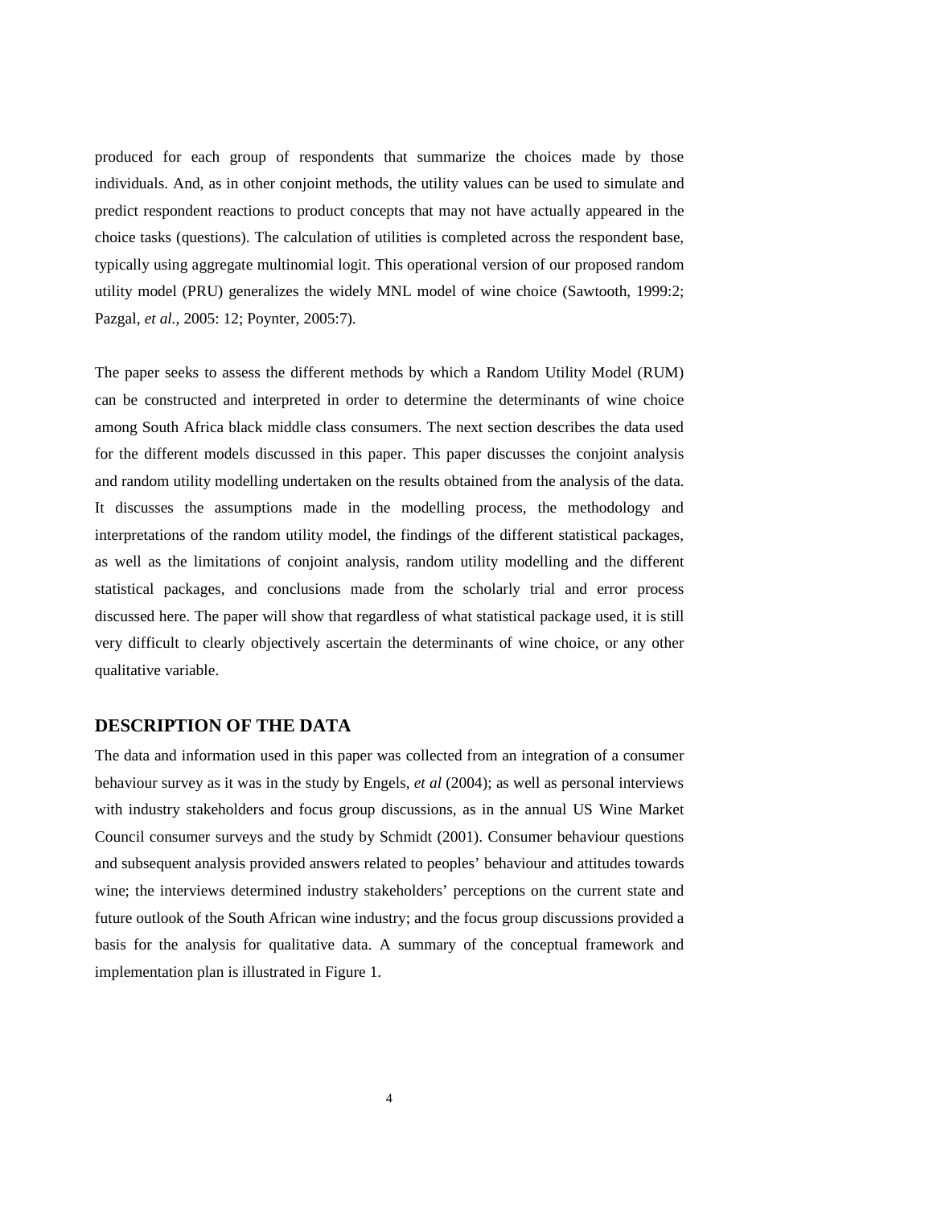produced for each group of respondents that summarize the choices made by those individuals. And, as in other conjoint methods, the utility values can be used to simulate and predict respondent reactions to product concepts that may not have actually appeared in the choice tasks (questions). The calculation of utilities is completed across the respondent base, typically using aggregate multinomial logit. This operational version of our proposed random utility model (PRU) generalizes the widely MNL model of wine choice (Sawtooth, 1999:2; Pazgal, *et al.,* 2005: 12; Poynter, 2005:7).

The paper seeks to assess the different methods by which a Random Utility Model (RUM) can be constructed and interpreted in order to determine the determinants of wine choice among South Africa black middle class consumers. The next section describes the data used for the different models discussed in this paper. This paper discusses the conjoint analysis and random utility modelling undertaken on the results obtained from the analysis of the data. It discusses the assumptions made in the modelling process, the methodology and interpretations of the random utility model, the findings of the different statistical packages, as well as the limitations of conjoint analysis, random utility modelling and the different statistical packages, and conclusions made from the scholarly trial and error process discussed here. The paper will show that regardless of what statistical package used, it is still very difficult to clearly objectively ascertain the determinants of wine choice, or any other qualitative variable.

## DESCRIPTION OF THE DATA

The data and information used in this paper was collected from an integration of a consumer behaviour survey as it was in the study by Engels, *et al* (2004); as well as personal interviews with industry stakeholders and focus group discussions, as in the annual US Wine Market Council consumer surveys and the study by Schmidt (2001). Consumer behaviour questions and subsequent analysis provided answers related to peoples' behaviour and attitudes towards wine; the interviews determined industry stakeholders' perceptions on the current state and future outlook of the South African wine industry; and the focus group discussions provided a basis for the analysis for qualitative data. A summary of the conceptual framework and implementation plan is illustrated in Figure 1.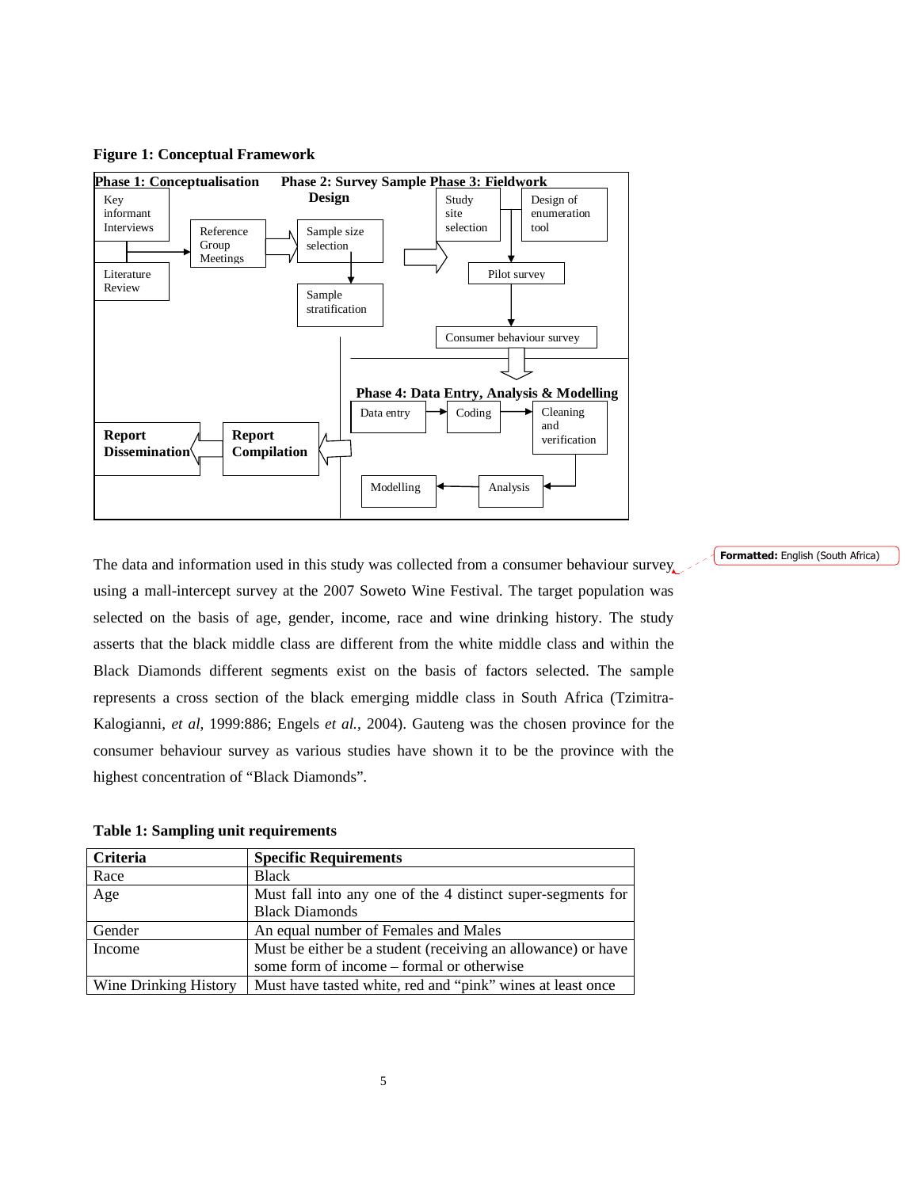**Figure 1: Conceptual Framework**

Phase 1: Conceptualisation

Key informant Interviews

Literature Review

Reference Group Meetings

Phase 2: Survey Sample Design

Sample size selection

Sample stratification

Phase 3: Fieldwork

Study site selection

Design of enumeration tool

Pilot survey

Consumer behaviour survey

Phase 4: Data Entry, Analysis & Modelling

Data entry

Coding

Cleaning and verification

Analysis

Modelling

Report Compilation

Report Dissemination

The data and information used in this study was collected from a consumer behaviour survey using a mall-intercept survey at the 2007 Soweto Wine Festival. The target population was selected on the basis of age, gender, income, race and wine drinking history. The study asserts that the black middle class are different from the white middle class and within the Black Diamonds different segments exist on the basis of factors selected. The sample represents a cross section of the black emerging middle class in South Africa (Tzimitra-Kalogianni, *et al*, 1999:886; Engels *et al.*, 2004). Gauteng was the chosen province for the consumer behaviour survey as various studies have shown it to be the province with the highest concentration of "Black Diamonds".

**Table 1: Sampling unit requirements**

| Criteria | Specific Requirements |
|---|---|
| Race | Black |
| Age | Must fall into any one of the 4 distinct super-segments for Black Diamonds |
| Gender | An equal number of Females and Males |
| Income | Must be either be a student (receiving an allowance) or have some form of income – formal or otherwise |
| Wine Drinking History | Must have tasted white, red and "pink" wines at least once |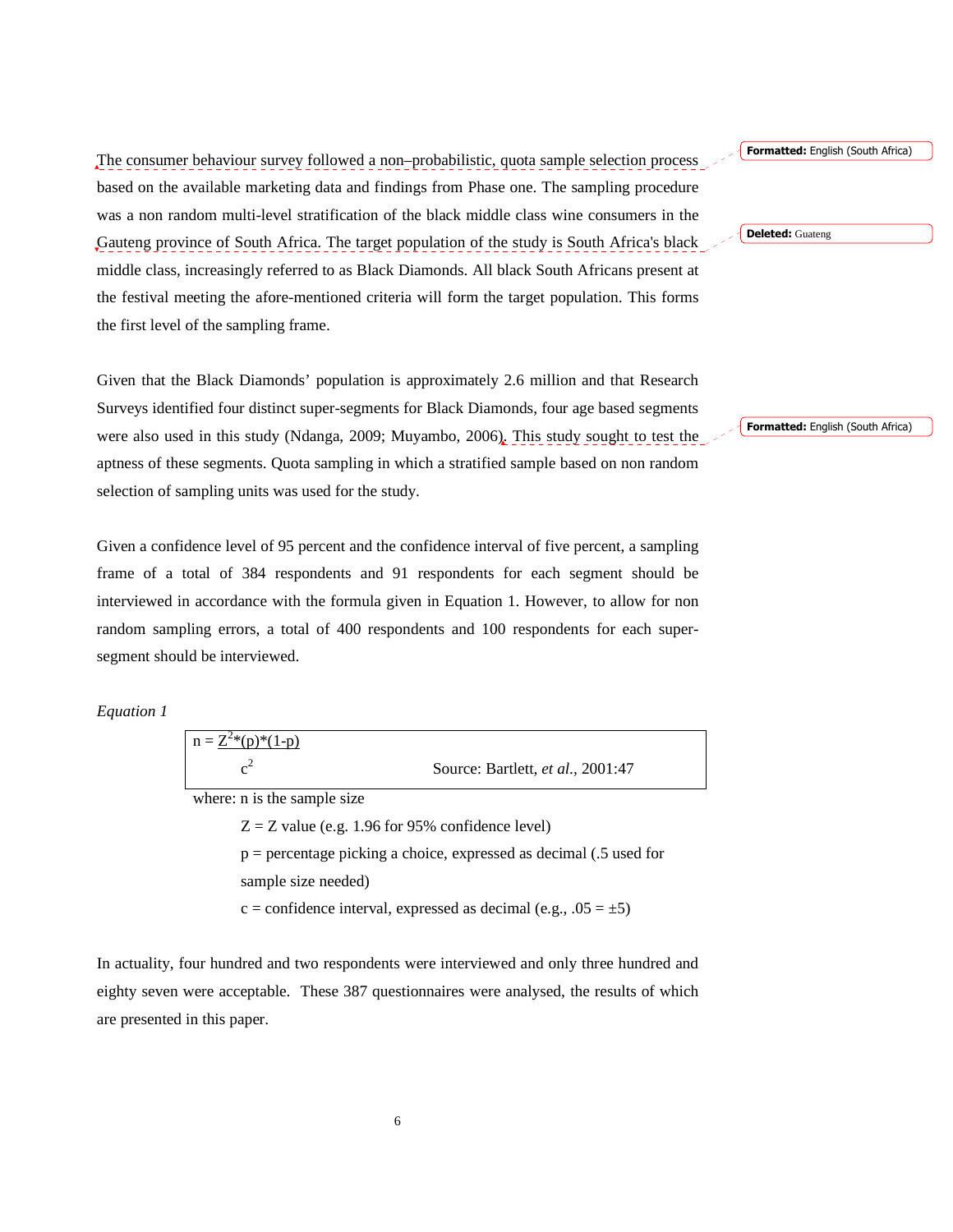The consumer behaviour survey followed a non–probabilistic, quota sample selection process based on the available marketing data and findings from Phase one. The sampling procedure was a non random multi-level stratification of the black middle class wine consumers in the Gauteng province of South Africa. The target population of the study is South Africa's black middle class, increasingly referred to as Black Diamonds. All black South Africans present at the festival meeting the afore-mentioned criteria will form the target population. This forms the first level of the sampling frame.

Given that the Black Diamonds' population is approximately 2.6 million and that Research Surveys identified four distinct super-segments for Black Diamonds, four age based segments were also used in this study (Ndanga, 2009; Muyambo, 2006). This study sought to test the aptness of these segments. Quota sampling in which a stratified sample based on non random selection of sampling units was used for the study.

Given a confidence level of 95 percent and the confidence interval of five percent, a sampling frame of a total of 384 respondents and 91 respondents for each segment should be interviewed in accordance with the formula given in Equation 1. However, to allow for non random sampling errors, a total of 400 respondents and 100 respondents for each super-segment should be interviewed.

*Equation 1*

$$n = \frac{Z^2 * (p) * (1-p)}{c^2}$$

Source: Bartlett, *et al.*, 2001:47

where: n is the sample size

Z = Z value (e.g. 1.96 for 95% confidence level)

p = percentage picking a choice, expressed as decimal (.5 used for sample size needed)

c = confidence interval, expressed as decimal (e.g., .05 = ±5)

In actuality, four hundred and two respondents were interviewed and only three hundred and eighty seven were acceptable. These 387 questionnaires were analysed, the results of which are presented in this paper.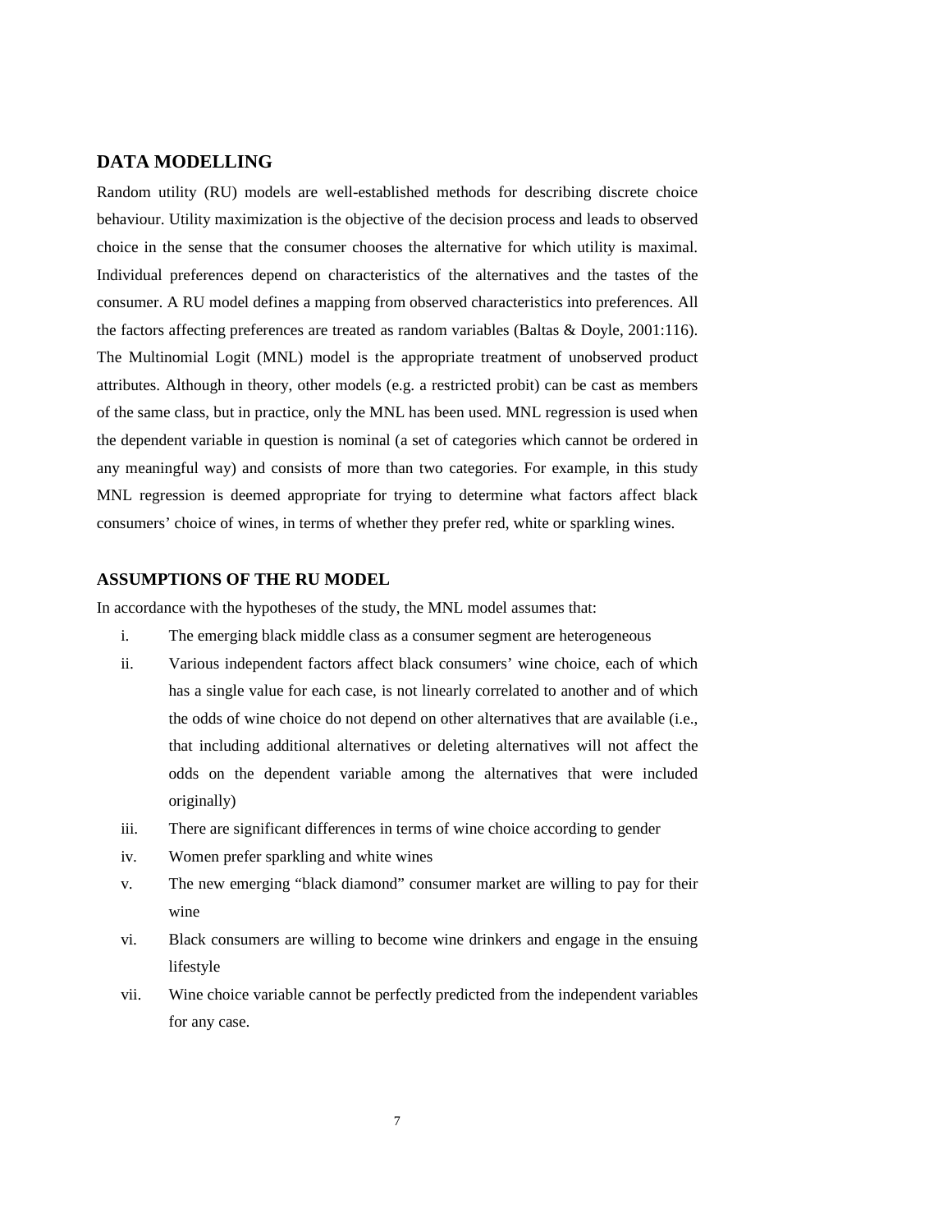## DATA MODELLING

Random utility (RU) models are well-established methods for describing discrete choice behaviour. Utility maximization is the objective of the decision process and leads to observed choice in the sense that the consumer chooses the alternative for which utility is maximal. Individual preferences depend on characteristics of the alternatives and the tastes of the consumer. A RU model defines a mapping from observed characteristics into preferences. All the factors affecting preferences are treated as random variables (Baltas & Doyle, 2001:116). The Multinomial Logit (MNL) model is the appropriate treatment of unobserved product attributes. Although in theory, other models (e.g. a restricted probit) can be cast as members of the same class, but in practice, only the MNL has been used. MNL regression is used when the dependent variable in question is nominal (a set of categories which cannot be ordered in any meaningful way) and consists of more than two categories. For example, in this study MNL regression is deemed appropriate for trying to determine what factors affect black consumers' choice of wines, in terms of whether they prefer red, white or sparkling wines.

### ASSUMPTIONS OF THE RU MODEL

In accordance with the hypotheses of the study, the MNL model assumes that:

i. The emerging black middle class as a consumer segment are heterogeneous
ii. Various independent factors affect black consumers' wine choice, each of which has a single value for each case, is not linearly correlated to another and of which the odds of wine choice do not depend on other alternatives that are available (i.e., that including additional alternatives or deleting alternatives will not affect the odds on the dependent variable among the alternatives that were included originally)
iii. There are significant differences in terms of wine choice according to gender
iv. Women prefer sparkling and white wines
v. The new emerging "black diamond" consumer market are willing to pay for their wine
vi. Black consumers are willing to become wine drinkers and engage in the ensuing lifestyle
vii. Wine choice variable cannot be perfectly predicted from the independent variables for any case.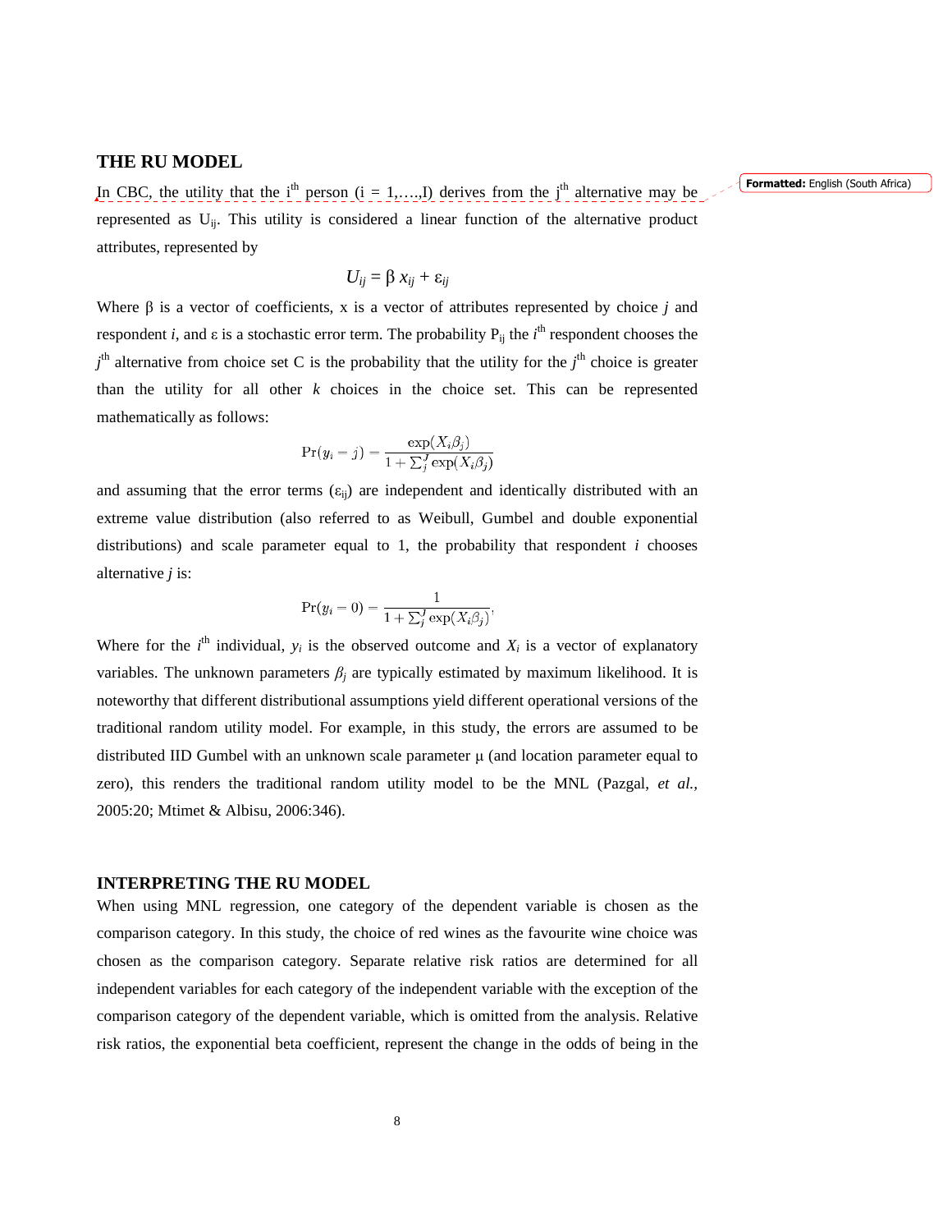## THE RU MODEL

In CBC, the utility that the $i^{th}$ person ($i = 1,\ldots,I$) derives from the $j^{th}$ alternative may be represented as $U_{ij}$. This utility is considered a linear function of the alternative product attributes, represented by

$$U_{ij} = \beta\, x_{ij} + \varepsilon_{ij}$$

Where β is a vector of coefficients, x is a vector of attributes represented by choice *j* and respondent *i*, and ε is a stochastic error term. The probability $P_{ij}$ the $i^{th}$ respondent chooses the $j^{th}$ alternative from choice set C is the probability that the utility for the $j^{th}$ choice is greater than the utility for all other *k* choices in the choice set. This can be represented mathematically as follows:

$$\Pr(y_i = j) = \frac{\exp(X_i \beta_j)}{1 + \sum_j^J \exp(X_i \beta_j)}$$

and assuming that the error terms ($\varepsilon_{ij}$) are independent and identically distributed with an extreme value distribution (also referred to as Weibull, Gumbel and double exponential distributions) and scale parameter equal to 1, the probability that respondent *i* chooses alternative *j* is:

$$\Pr(y_i = 0) = \frac{1}{1 + \sum_j^J \exp(X_i \beta_j)},$$

Where for the $i^{th}$ individual, $y_i$ is the observed outcome and $X_i$ is a vector of explanatory variables. The unknown parameters $\beta_j$ are typically estimated by maximum likelihood. It is noteworthy that different distributional assumptions yield different operational versions of the traditional random utility model. For example, in this study, the errors are assumed to be distributed IID Gumbel with an unknown scale parameter μ (and location parameter equal to zero), this renders the traditional random utility model to be the MNL (Pazgal, *et al.*, 2005:20; Mtimet & Albisu, 2006:346).

## INTERPRETING THE RU MODEL

When using MNL regression, one category of the dependent variable is chosen as the comparison category. In this study, the choice of red wines as the favourite wine choice was chosen as the comparison category. Separate relative risk ratios are determined for all independent variables for each category of the independent variable with the exception of the comparison category of the dependent variable, which is omitted from the analysis. Relative risk ratios, the exponential beta coefficient, represent the change in the odds of being in the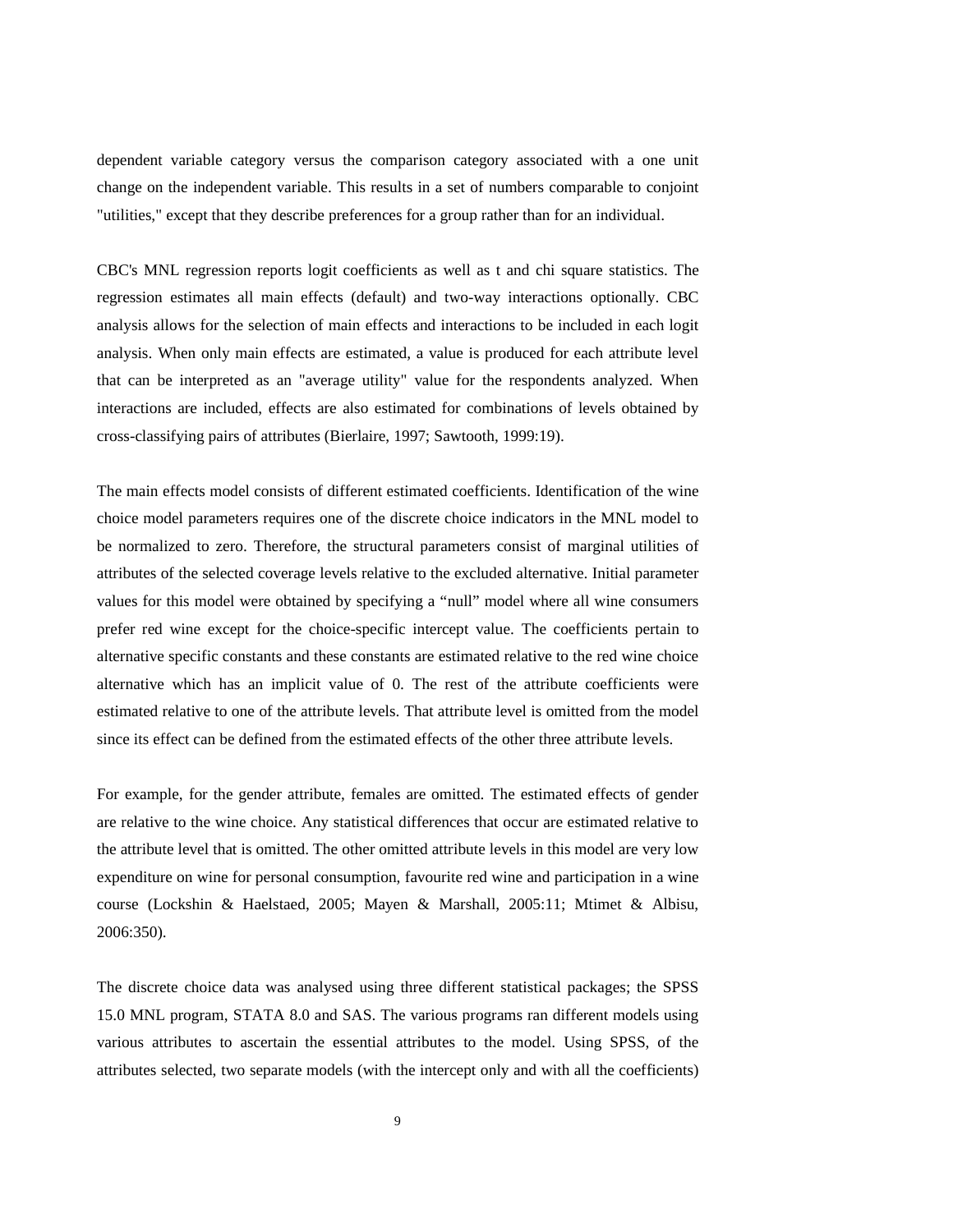dependent variable category versus the comparison category associated with a one unit change on the independent variable. This results in a set of numbers comparable to conjoint "utilities," except that they describe preferences for a group rather than for an individual.

CBC's MNL regression reports logit coefficients as well as t and chi square statistics. The regression estimates all main effects (default) and two-way interactions optionally. CBC analysis allows for the selection of main effects and interactions to be included in each logit analysis. When only main effects are estimated, a value is produced for each attribute level that can be interpreted as an "average utility" value for the respondents analyzed. When interactions are included, effects are also estimated for combinations of levels obtained by cross-classifying pairs of attributes (Bierlaire, 1997; Sawtooth, 1999:19).

The main effects model consists of different estimated coefficients. Identification of the wine choice model parameters requires one of the discrete choice indicators in the MNL model to be normalized to zero. Therefore, the structural parameters consist of marginal utilities of attributes of the selected coverage levels relative to the excluded alternative. Initial parameter values for this model were obtained by specifying a "null" model where all wine consumers prefer red wine except for the choice-specific intercept value. The coefficients pertain to alternative specific constants and these constants are estimated relative to the red wine choice alternative which has an implicit value of 0. The rest of the attribute coefficients were estimated relative to one of the attribute levels. That attribute level is omitted from the model since its effect can be defined from the estimated effects of the other three attribute levels.

For example, for the gender attribute, females are omitted. The estimated effects of gender are relative to the wine choice. Any statistical differences that occur are estimated relative to the attribute level that is omitted. The other omitted attribute levels in this model are very low expenditure on wine for personal consumption, favourite red wine and participation in a wine course (Lockshin & Haelstaed, 2005; Mayen & Marshall, 2005:11; Mtimet & Albisu, 2006:350).

The discrete choice data was analysed using three different statistical packages; the SPSS 15.0 MNL program, STATA 8.0 and SAS. The various programs ran different models using various attributes to ascertain the essential attributes to the model. Using SPSS, of the attributes selected, two separate models (with the intercept only and with all the coefficients)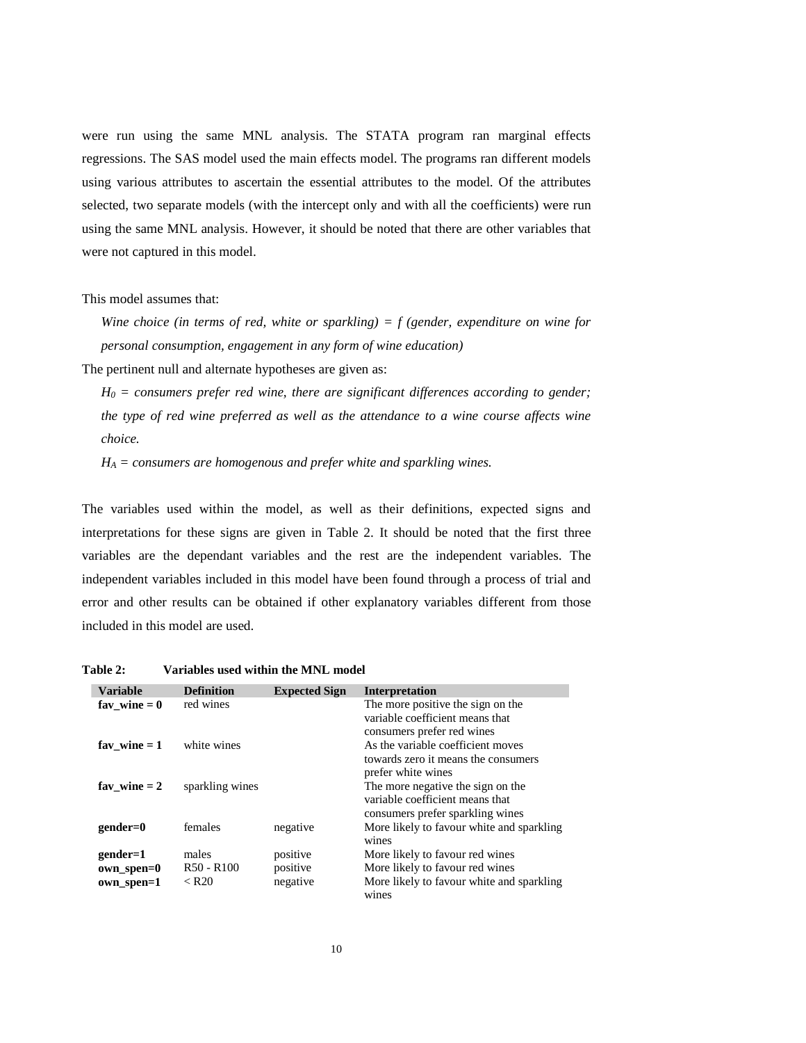were run using the same MNL analysis. The STATA program ran marginal effects regressions. The SAS model used the main effects model. The programs ran different models using various attributes to ascertain the essential attributes to the model. Of the attributes selected, two separate models (with the intercept only and with all the coefficients) were run using the same MNL analysis. However, it should be noted that there are other variables that were not captured in this model.

This model assumes that:

*Wine choice (in terms of red, white or sparkling) = f (gender, expenditure on wine for personal consumption, engagement in any form of wine education)*

The pertinent null and alternate hypotheses are given as:

*$H_0$ = consumers prefer red wine, there are significant differences according to gender; the type of red wine preferred as well as the attendance to a wine course affects wine choice.*

*$H_A$ = consumers are homogenous and prefer white and sparkling wines.*

The variables used within the model, as well as their definitions, expected signs and interpretations for these signs are given in Table 2. It should be noted that the first three variables are the dependant variables and the rest are the independent variables. The independent variables included in this model have been found through a process of trial and error and other results can be obtained if other explanatory variables different from those included in this model are used.

**Table 2: Variables used within the MNL model**

| Variable | Definition | Expected Sign | Interpretation |
|---|---|---|---|
| **fav_wine = 0** | red wines | | The more positive the sign on the variable coefficient means that consumers prefer red wines |
| **fav_wine = 1** | white wines | | As the variable coefficient moves towards zero it means the consumers prefer white wines |
| **fav_wine = 2** | sparkling wines | | The more negative the sign on the variable coefficient means that consumers prefer sparkling wines |
| **gender=0** | females | negative | More likely to favour white and sparkling wines |
| **gender=1** | males | positive | More likely to favour red wines |
| **own_spen=0** | R50 - R100 | positive | More likely to favour red wines |
| **own_spen=1** | < R20 | negative | More likely to favour white and sparkling wines |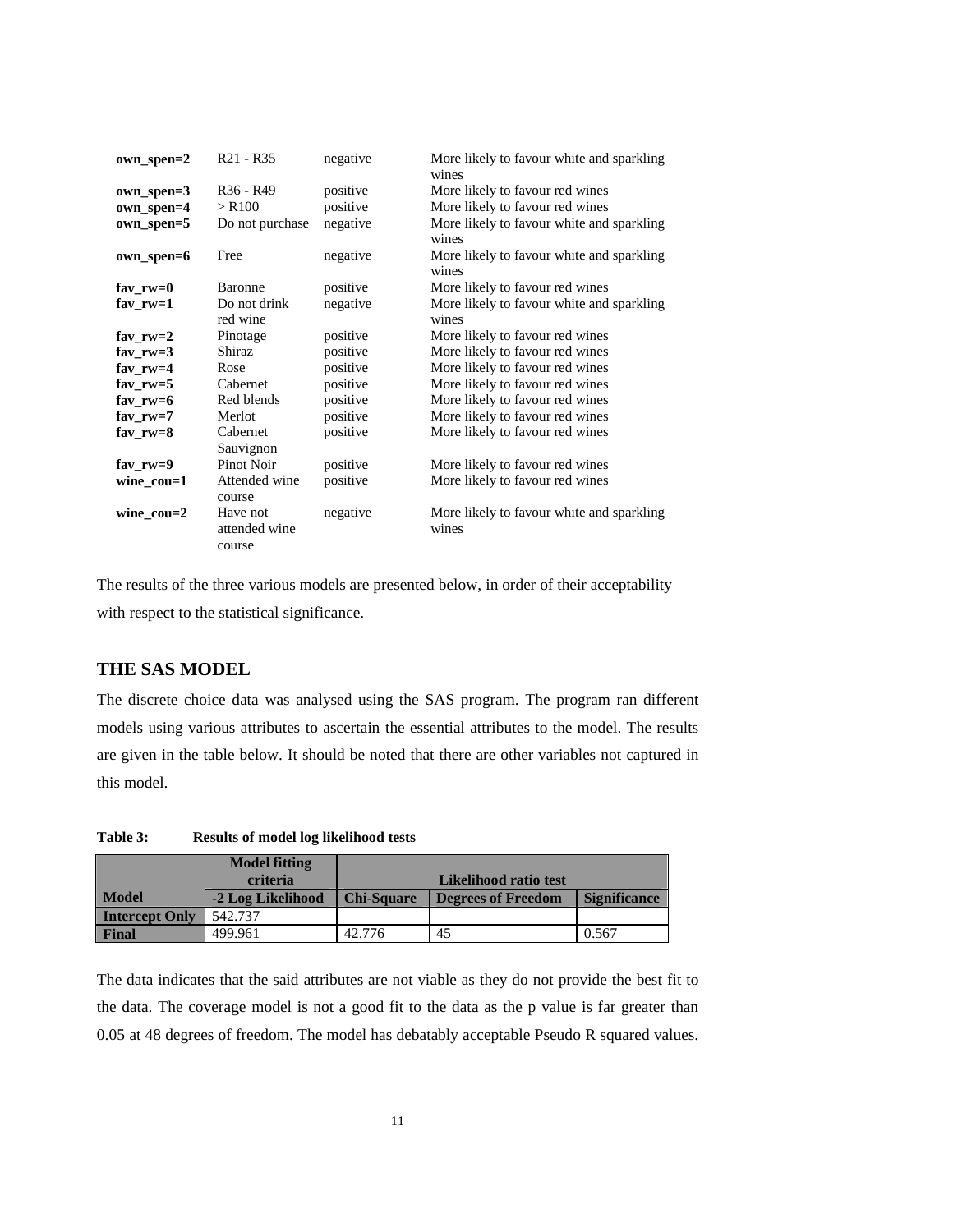| | | | |
|---|---|---|---|
| **own_spen=2** | R21 - R35 | negative | More likely to favour white and sparkling wines |
| **own_spen=3** | R36 - R49 | positive | More likely to favour red wines |
| **own_spen=4** | > R100 | positive | More likely to favour red wines |
| **own_spen=5** | Do not purchase | negative | More likely to favour white and sparkling wines |
| **own_spen=6** | Free | negative | More likely to favour white and sparkling wines |
| **fav_rw=0** | Baronne | positive | More likely to favour red wines |
| **fav_rw=1** | Do not drink red wine | negative | More likely to favour white and sparkling wines |
| **fav_rw=2** | Pinotage | positive | More likely to favour red wines |
| **fav_rw=3** | Shiraz | positive | More likely to favour red wines |
| **fav_rw=4** | Rose | positive | More likely to favour red wines |
| **fav_rw=5** | Cabernet | positive | More likely to favour red wines |
| **fav_rw=6** | Red blends | positive | More likely to favour red wines |
| **fav_rw=7** | Merlot | positive | More likely to favour red wines |
| **fav_rw=8** | Cabernet Sauvignon | positive | More likely to favour red wines |
| **fav_rw=9** | Pinot Noir | positive | More likely to favour red wines |
| **wine_cou=1** | Attended wine course | positive | More likely to favour red wines |
| **wine_cou=2** | Have not attended wine course | negative | More likely to favour white and sparkling wines |

The results of the three various models are presented below, in order of their acceptability with respect to the statistical significance.

## THE SAS MODEL

The discrete choice data was analysed using the SAS program. The program ran different models using various attributes to ascertain the essential attributes to the model. The results are given in the table below. It should be noted that there are other variables not captured in this model.

**Table 3: Results of model log likelihood tests**

| | Model fitting criteria | Likelihood ratio test | | |
|---|---|---|---|---|
| **Model** | **-2 Log Likelihood** | **Chi-Square** | **Degrees of Freedom** | **Significance** |
| **Intercept Only** | 542.737 | | | |
| **Final** | 499.961 | 42.776 | 45 | 0.567 |

The data indicates that the said attributes are not viable as they do not provide the best fit to the data. The coverage model is not a good fit to the data as the p value is far greater than 0.05 at 48 degrees of freedom. The model has debatably acceptable Pseudo R squared values.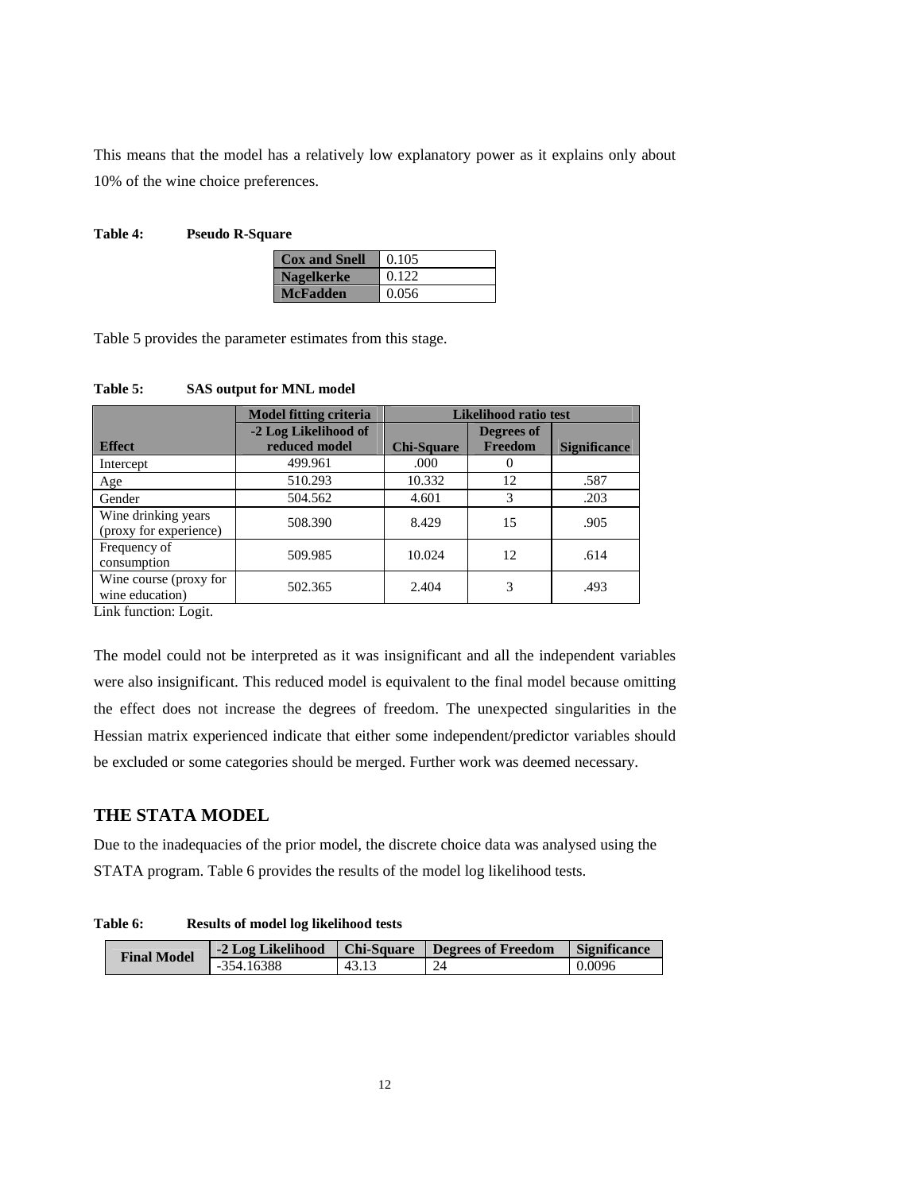This means that the model has a relatively low explanatory power as it explains only about 10% of the wine choice preferences.

**Table 4: Pseudo R-Square**

| | |
|---|---|
| **Cox and Snell** | 0.105 |
| **Nagelkerke** | 0.122 |
| **McFadden** | 0.056 |

Table 5 provides the parameter estimates from this stage.

**Table 5: SAS output for MNL model**

| | Model fitting criteria | Likelihood ratio test | | |
|---|---|---|---|---|
| **Effect** | **-2 Log Likelihood of reduced model** | **Chi-Square** | **Degrees of Freedom** | **Significance** |
| Intercept | 499.961 | .000 | 0 | |
| Age | 510.293 | 10.332 | 12 | .587 |
| Gender | 504.562 | 4.601 | 3 | .203 |
| Wine drinking years (proxy for experience) | 508.390 | 8.429 | 15 | .905 |
| Frequency of consumption | 509.985 | 10.024 | 12 | .614 |
| Wine course (proxy for wine education) | 502.365 | 2.404 | 3 | .493 |

Link function: Logit.

The model could not be interpreted as it was insignificant and all the independent variables were also insignificant. This reduced model is equivalent to the final model because omitting the effect does not increase the degrees of freedom. The unexpected singularities in the Hessian matrix experienced indicate that either some independent/predictor variables should be excluded or some categories should be merged. Further work was deemed necessary.

## THE STATA MODEL

Due to the inadequacies of the prior model, the discrete choice data was analysed using the STATA program. Table 6 provides the results of the model log likelihood tests.

**Table 6: Results of model log likelihood tests**

| | -2 Log Likelihood | Chi-Square | Degrees of Freedom | Significance |
|---|---|---|---|---|
| **Final Model** | -354.16388 | 43.13 | 24 | 0.0096 |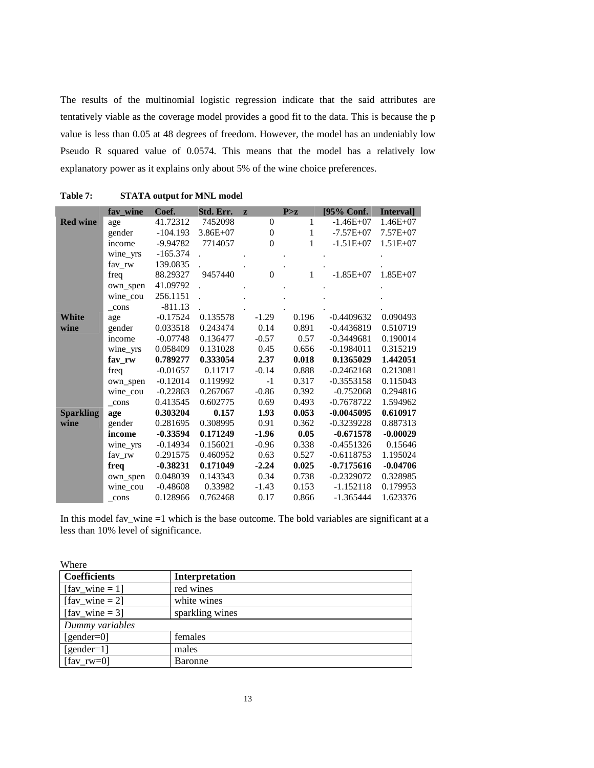The results of the multinomial logistic regression indicate that the said attributes are tentatively viable as the coverage model provides a good fit to the data. This is because the p value is less than 0.05 at 48 degrees of freedom. However, the model has an undeniably low Pseudo R squared value of 0.0574. This means that the model has a relatively low explanatory power as it explains only about 5% of the wine choice preferences.

**Table 7: STATA output for MNL model**

| | fav_wine | Coef. | Std. Err. | z | P>z | [95% Conf. | Interval] |
|---|---|---|---|---|---|---|---|
| **Red wine** | age | 41.72312 | 7452098 | 0 | 1 | -1.46E+07 | 1.46E+07 |
| | gender | -104.193 | 3.86E+07 | 0 | 1 | -7.57E+07 | 7.57E+07 |
| | income | -9.94782 | 7714057 | 0 | 1 | -1.51E+07 | 1.51E+07 |
| | wine_yrs | -165.374 | . | . | . | . | . |
| | fav_rw | 139.0835 | . | . | . | . | . |
| | freq | 88.29327 | 9457440 | 0 | 1 | -1.85E+07 | 1.85E+07 |
| | own_spen | 41.09792 | . | . | . | . | . |
| | wine_cou | 256.1151 | . | . | . | . | . |
| | _cons | -811.13 | . | . | . | . | . |
| **White wine** | age | -0.17524 | 0.135578 | -1.29 | 0.196 | -0.4409632 | 0.090493 |
| | gender | 0.033518 | 0.243474 | 0.14 | 0.891 | -0.4436819 | 0.510719 |
| | income | -0.07748 | 0.136477 | -0.57 | 0.57 | -0.3449681 | 0.190014 |
| | wine_yrs | 0.058409 | 0.131028 | 0.45 | 0.656 | -0.1984011 | 0.315219 |
| | **fav_rw** | **0.789277** | **0.333054** | **2.37** | **0.018** | **0.1365029** | **1.442051** |
| | freq | -0.01657 | 0.11717 | -0.14 | 0.888 | -0.2462168 | 0.213081 |
| | own_spen | -0.12014 | 0.119992 | -1 | 0.317 | -0.3553158 | 0.115043 |
| | wine_cou | -0.22863 | 0.267067 | -0.86 | 0.392 | -0.752068 | 0.294816 |
| | _cons | 0.413545 | 0.602775 | 0.69 | 0.493 | -0.7678722 | 1.594962 |
| **Sparkling wine** | **age** | **0.303204** | **0.157** | **1.93** | **0.053** | **-0.0045095** | **0.610917** |
| | gender | 0.281695 | 0.308995 | 0.91 | 0.362 | -0.3239228 | 0.887313 |
| | **income** | **-0.33594** | **0.171249** | **-1.96** | **0.05** | **-0.671578** | **-0.00029** |
| | wine_yrs | -0.14934 | 0.156021 | -0.96 | 0.338 | -0.4551326 | 0.15646 |
| | fav_rw | 0.291575 | 0.460952 | 0.63 | 0.527 | -0.6118753 | 1.195024 |
| | **freq** | **-0.38231** | **0.171049** | **-2.24** | **0.025** | **-0.7175616** | **-0.04706** |
| | own_spen | 0.048039 | 0.143343 | 0.34 | 0.738 | -0.2329072 | 0.328985 |
| | wine_cou | -0.48608 | 0.33982 | -1.43 | 0.153 | -1.152118 | 0.179953 |
| | _cons | 0.128966 | 0.762468 | 0.17 | 0.866 | -1.365444 | 1.623376 |

In this model fav_wine =1 which is the base outcome. The bold variables are significant at a less than 10% level of significance.

Where

| Coefficients | Interpretation |
|---|---|
| [fav_wine = 1] | red wines |
| [fav_wine = 2] | white wines |
| [fav_wine = 3] | sparkling wines |
| *Dummy variables* | |
| [gender=0] | females |
| [gender=1] | males |
| [fav_rw=0] | Baronne |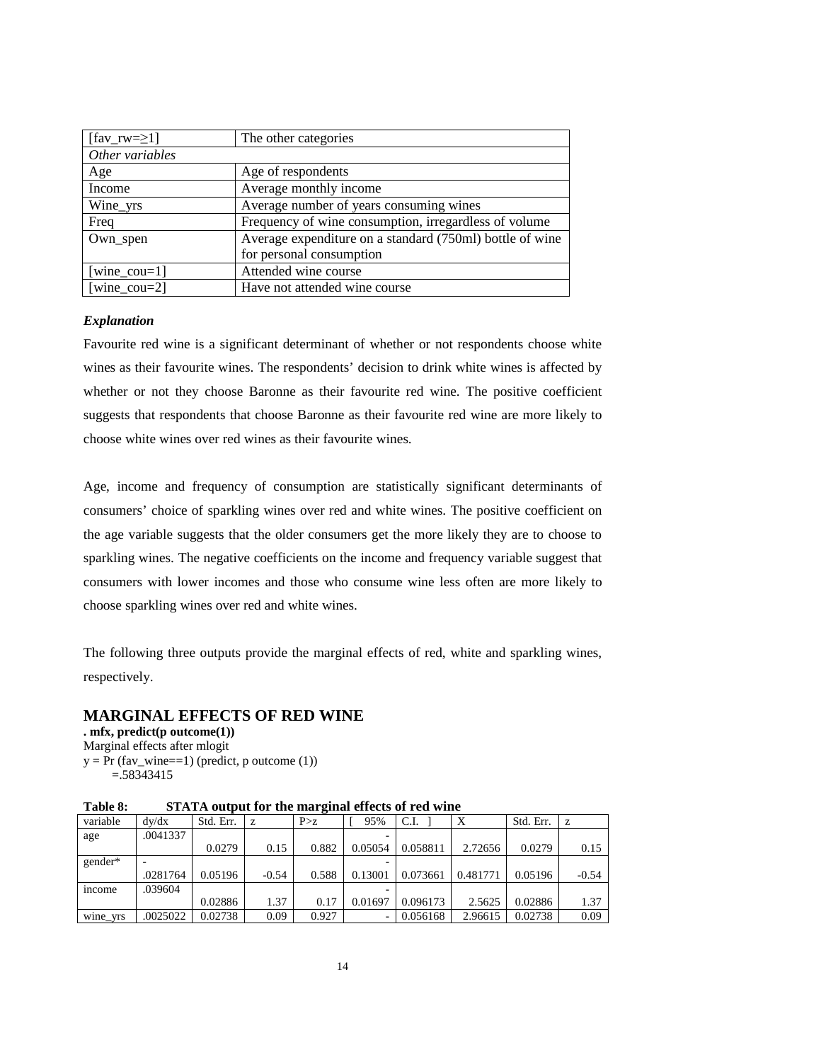| | |
|---|---|
| [fav_rw=≥1] | The other categories |
| *Other variables* | |
| Age | Age of respondents |
| Income | Average monthly income |
| Wine_yrs | Average number of years consuming wines |
| Freq | Frequency of wine consumption, irregardless of volume |
| Own_spen | Average expenditure on a standard (750ml) bottle of wine for personal consumption |
| [wine_cou=1] | Attended wine course |
| [wine_cou=2] | Have not attended wine course |

***Explanation***

Favourite red wine is a significant determinant of whether or not respondents choose white wines as their favourite wines. The respondents' decision to drink white wines is affected by whether or not they choose Baronne as their favourite red wine. The positive coefficient suggests that respondents that choose Baronne as their favourite red wine are more likely to choose white wines over red wines as their favourite wines.

Age, income and frequency of consumption are statistically significant determinants of consumers' choice of sparkling wines over red and white wines. The positive coefficient on the age variable suggests that the older consumers get the more likely they are to choose to sparkling wines. The negative coefficients on the income and frequency variable suggest that consumers with lower incomes and those who consume wine less often are more likely to choose sparkling wines over red and white wines.

The following three outputs provide the marginal effects of red, white and sparkling wines, respectively.

## MARGINAL EFFECTS OF RED WINE

**. mfx, predict(p outcome(1))**
Marginal effects after mlogit
y = Pr (fav_wine==1) (predict, p outcome (1))
=.58343415

**Table 8: STATA output for the marginal effects of red wine**

| variable | dy/dx | Std. Err. | z | P>z | [ 95% | C.I. ] | X | Std. Err. | z |
|---|---|---|---|---|---|---|---|---|---|
| age | .0041337 | 0.0279 | 0.15 | 0.882 | -0.05054 | 0.058811 | 2.72656 | 0.0279 | 0.15 |
| gender* | -.0281764 | 0.05196 | -0.54 | 0.588 | -0.13001 | 0.073661 | 0.481771 | 0.05196 | -0.54 |
| income | .039604 | 0.02886 | 1.37 | 0.17 | -0.01697 | 0.096173 | 2.5625 | 0.02886 | 1.37 |
| wine_yrs | .0025022 | 0.02738 | 0.09 | 0.927 | - | 0.056168 | 2.96615 | 0.02738 | 0.09 |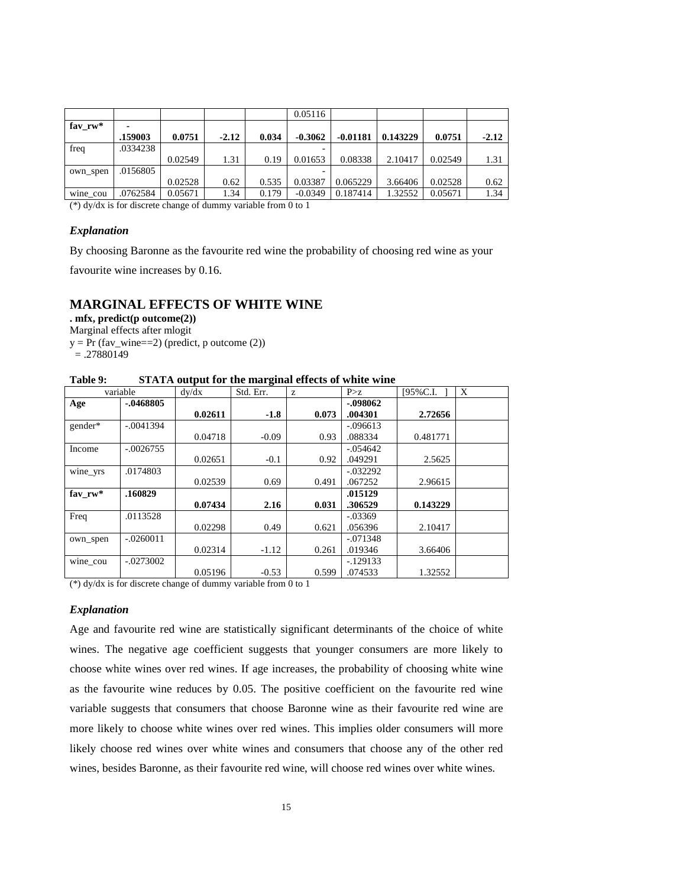| | | | | | | | | | |
|---|---|---|---|---|---|---|---|---|---|
| | | | | | 0.05116 | | | | |
| **fav_rw*** | **-.159003** | **0.0751** | **-2.12** | **0.034** | **-0.3062** | **-0.01181** | **0.143229** | **0.0751** | **-2.12** |
| freq | .0334238 | 0.02549 | 1.31 | 0.19 | -0.01653 | 0.08338 | 2.10417 | 0.02549 | 1.31 |
| own_spen | .0156805 | 0.02528 | 0.62 | 0.535 | -0.03387 | 0.065229 | 3.66406 | 0.02528 | 0.62 |
| wine_cou | .0762584 | 0.05671 | 1.34 | 0.179 | -0.0349 | 0.187414 | 1.32552 | 0.05671 | 1.34 |

(*) dy/dx is for discrete change of dummy variable from 0 to 1

### *Explanation*

By choosing Baronne as the favourite red wine the probability of choosing red wine as your favourite wine increases by 0.16.

## MARGINAL EFFECTS OF WHITE WINE

**. mfx, predict(p outcome(2))**
Marginal effects after mlogit
y = Pr (fav_wine==2) (predict, p outcome (2))
= .27880149

**Table 9: STATA output for the marginal effects of white wine**

| variable | | dy/dx | Std. Err. | z | P>z | [95%C.I. ] | X |
|---|---|---|---|---|---|---|---|
| **Age** | **-.0468805** | **0.02611** | **-1.8** | **0.073** | **-.098062 .004301** | **2.72656** | |
| gender* | -.0041394 | 0.04718 | -0.09 | 0.93 | -.096613 .088334 | 0.481771 | |
| Income | -.0026755 | 0.02651 | -0.1 | 0.92 | -.054642 .049291 | 2.5625 | |
| wine_yrs | .0174803 | 0.02539 | 0.69 | 0.491 | -.032292 .067252 | 2.96615 | |
| **fav_rw*** | **.160829** | **0.07434** | **2.16** | **0.031** | **.015129 .306529** | **0.143229** | |
| Freq | .0113528 | 0.02298 | 0.49 | 0.621 | -.03369 .056396 | 2.10417 | |
| own_spen | -.0260011 | 0.02314 | -1.12 | 0.261 | -.071348 .019346 | 3.66406 | |
| wine_cou | -.0273002 | 0.05196 | -0.53 | 0.599 | -.129133 .074533 | 1.32552 | |

(*) dy/dx is for discrete change of dummy variable from 0 to 1

### *Explanation*

Age and favourite red wine are statistically significant determinants of the choice of white wines. The negative age coefficient suggests that younger consumers are more likely to choose white wines over red wines. If age increases, the probability of choosing white wine as the favourite wine reduces by 0.05. The positive coefficient on the favourite red wine variable suggests that consumers that choose Baronne wine as their favourite red wine are more likely to choose white wines over red wines. This implies older consumers will more likely choose red wines over white wines and consumers that choose any of the other red wines, besides Baronne, as their favourite red wine, will choose red wines over white wines.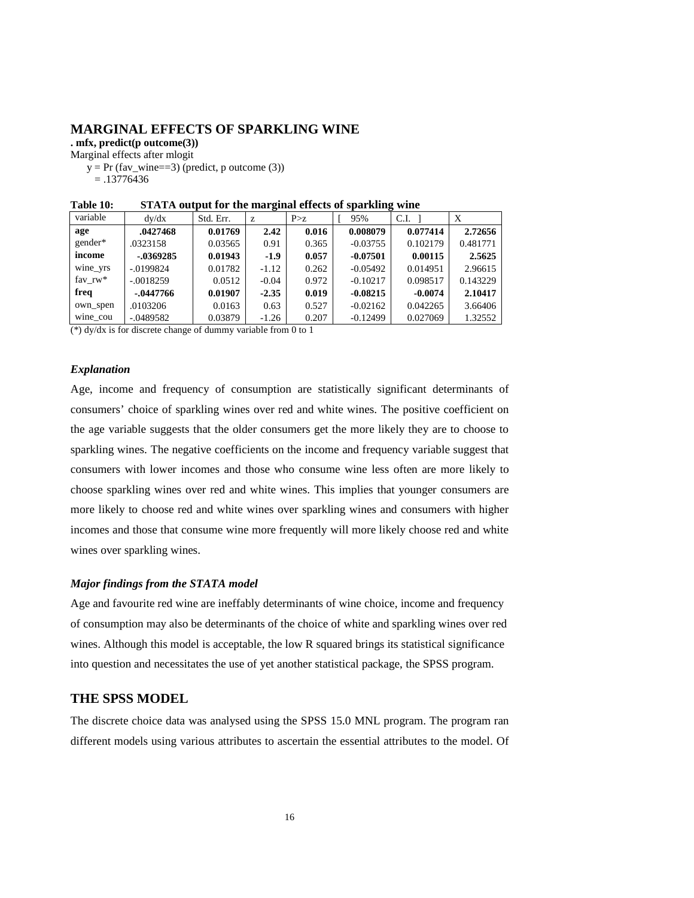## MARGINAL EFFECTS OF SPARKLING WINE

**. mfx, predict(p outcome(3))**

Marginal effects after mlogit

y = Pr (fav_wine==3) (predict, p outcome (3))
= .13776436

**Table 10: STATA output for the marginal effects of sparkling wine**

| variable | dy/dx | Std. Err. | z | P>z | [ 95% | C.I. ] | X |
|---|---|---|---|---|---|---|---|
| **age** | **.0427468** | **0.01769** | **2.42** | **0.016** | **0.008079** | **0.077414** | **2.72656** |
| gender* | .0323158 | 0.03565 | 0.91 | 0.365 | -0.03755 | 0.102179 | 0.481771 |
| **income** | **-.0369285** | **0.01943** | **-1.9** | **0.057** | **-0.07501** | **0.00115** | **2.5625** |
| wine_yrs | -.0199824 | 0.01782 | -1.12 | 0.262 | -0.05492 | 0.014951 | 2.96615 |
| fav_rw* | -.0018259 | 0.0512 | -0.04 | 0.972 | -0.10217 | 0.098517 | 0.143229 |
| **freq** | **-.0447766** | **0.01907** | **-2.35** | **0.019** | **-0.08215** | **-0.0074** | **2.10417** |
| own_spen | .0103206 | 0.0163 | 0.63 | 0.527 | -0.02162 | 0.042265 | 3.66406 |
| wine_cou | -.0489582 | 0.03879 | -1.26 | 0.207 | -0.12499 | 0.027069 | 1.32552 |

(*) dy/dx is for discrete change of dummy variable from 0 to 1

### *Explanation*

Age, income and frequency of consumption are statistically significant determinants of consumers' choice of sparkling wines over red and white wines. The positive coefficient on the age variable suggests that the older consumers get the more likely they are to choose to sparkling wines. The negative coefficients on the income and frequency variable suggest that consumers with lower incomes and those who consume wine less often are more likely to choose sparkling wines over red and white wines. This implies that younger consumers are more likely to choose red and white wines over sparkling wines and consumers with higher incomes and those that consume wine more frequently will more likely choose red and white wines over sparkling wines.

### *Major findings from the STATA model*

Age and favourite red wine are ineffably determinants of wine choice, income and frequency of consumption may also be determinants of the choice of white and sparkling wines over red wines. Although this model is acceptable, the low R squared brings its statistical significance into question and necessitates the use of yet another statistical package, the SPSS program.

## THE SPSS MODEL

The discrete choice data was analysed using the SPSS 15.0 MNL program. The program ran different models using various attributes to ascertain the essential attributes to the model. Of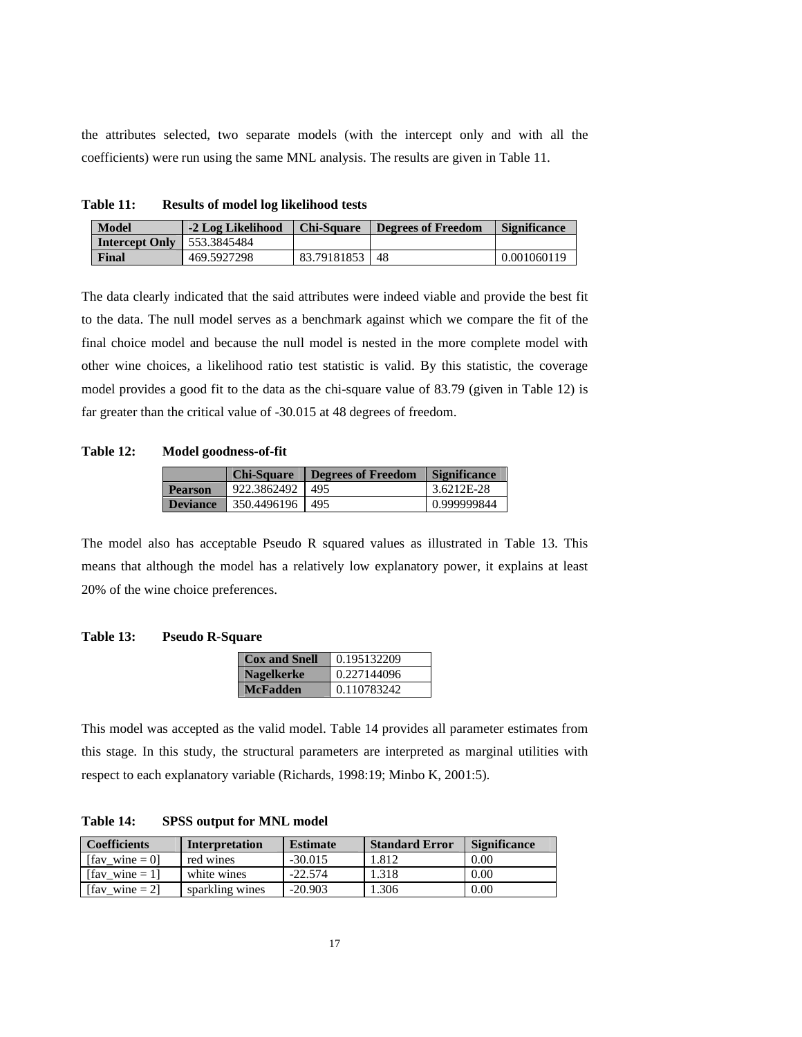the attributes selected, two separate models (with the intercept only and with all the coefficients) were run using the same MNL analysis. The results are given in Table 11.

**Table 11: Results of model log likelihood tests**

| Model | -2 Log Likelihood | Chi-Square | Degrees of Freedom | Significance |
|---|---|---|---|---|
| Intercept Only | 553.3845484 | | | |
| Final | 469.5927298 | 83.79181853 | 48 | 0.001060119 |

The data clearly indicated that the said attributes were indeed viable and provide the best fit to the data. The null model serves as a benchmark against which we compare the fit of the final choice model and because the null model is nested in the more complete model with other wine choices, a likelihood ratio test statistic is valid. By this statistic, the coverage model provides a good fit to the data as the chi-square value of 83.79 (given in Table 12) is far greater than the critical value of -30.015 at 48 degrees of freedom.

**Table 12: Model goodness-of-fit**

| | Chi-Square | Degrees of Freedom | Significance |
|---|---|---|---|
| Pearson | 922.3862492 | 495 | 3.6212E-28 |
| Deviance | 350.4496196 | 495 | 0.999999844 |

The model also has acceptable Pseudo R squared values as illustrated in Table 13. This means that although the model has a relatively low explanatory power, it explains at least 20% of the wine choice preferences.

**Table 13: Pseudo R-Square**

| | |
|---|---|
| Cox and Snell | 0.195132209 |
| Nagelkerke | 0.227144096 |
| McFadden | 0.110783242 |

This model was accepted as the valid model. Table 14 provides all parameter estimates from this stage. In this study, the structural parameters are interpreted as marginal utilities with respect to each explanatory variable (Richards, 1998:19; Minbo K, 2001:5).

**Table 14: SPSS output for MNL model**

| Coefficients | Interpretation | Estimate | Standard Error | Significance |
|---|---|---|---|---|
| [fav_wine = 0] | red wines | -30.015 | 1.812 | 0.00 |
| [fav_wine = 1] | white wines | -22.574 | 1.318 | 0.00 |
| [fav_wine = 2] | sparkling wines | -20.903 | 1.306 | 0.00 |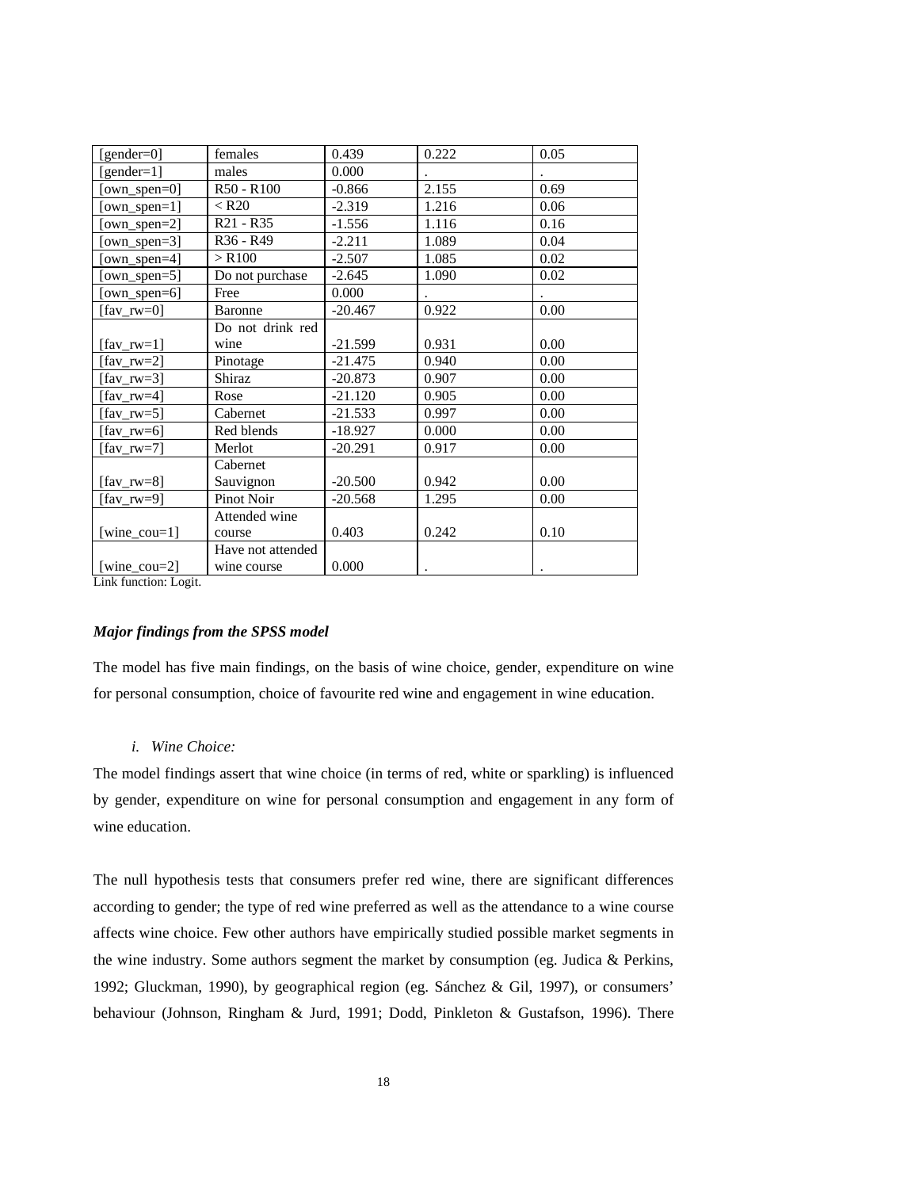| | | | | |
|---|---|---|---|---|
| [gender=0] | females | 0.439 | 0.222 | 0.05 |
| [gender=1] | males | 0.000 | . | . |
| [own_spen=0] | R50 - R100 | -0.866 | 2.155 | 0.69 |
| [own_spen=1] | < R20 | -2.319 | 1.216 | 0.06 |
| [own_spen=2] | R21 - R35 | -1.556 | 1.116 | 0.16 |
| [own_spen=3] | R36 - R49 | -2.211 | 1.089 | 0.04 |
| [own_spen=4] | > R100 | -2.507 | 1.085 | 0.02 |
| [own_spen=5] | Do not purchase | -2.645 | 1.090 | 0.02 |
| [own_spen=6] | Free | 0.000 | . | . |
| [fav_rw=0] | Baronne | -20.467 | 0.922 | 0.00 |
| [fav_rw=1] | Do not drink red wine | -21.599 | 0.931 | 0.00 |
| [fav_rw=2] | Pinotage | -21.475 | 0.940 | 0.00 |
| [fav_rw=3] | Shiraz | -20.873 | 0.907 | 0.00 |
| [fav_rw=4] | Rose | -21.120 | 0.905 | 0.00 |
| [fav_rw=5] | Cabernet | -21.533 | 0.997 | 0.00 |
| [fav_rw=6] | Red blends | -18.927 | 0.000 | 0.00 |
| [fav_rw=7] | Merlot | -20.291 | 0.917 | 0.00 |
| [fav_rw=8] | Cabernet Sauvignon | -20.500 | 0.942 | 0.00 |
| [fav_rw=9] | Pinot Noir | -20.568 | 1.295 | 0.00 |
| [wine_cou=1] | Attended wine course | 0.403 | 0.242 | 0.10 |
| [wine_cou=2] | Have not attended wine course | 0.000 | . | . |

Link function: Logit.

### *Major findings from the SPSS model*

The model has five main findings, on the basis of wine choice, gender, expenditure on wine for personal consumption, choice of favourite red wine and engagement in wine education.

i. *Wine Choice:*

The model findings assert that wine choice (in terms of red, white or sparkling) is influenced by gender, expenditure on wine for personal consumption and engagement in any form of wine education.

The null hypothesis tests that consumers prefer red wine, there are significant differences according to gender; the type of red wine preferred as well as the attendance to a wine course affects wine choice. Few other authors have empirically studied possible market segments in the wine industry. Some authors segment the market by consumption (eg. Judica & Perkins, 1992; Gluckman, 1990), by geographical region (eg. Sánchez & Gil, 1997), or consumers' behaviour (Johnson, Ringham & Jurd, 1991; Dodd, Pinkleton & Gustafson, 1996). There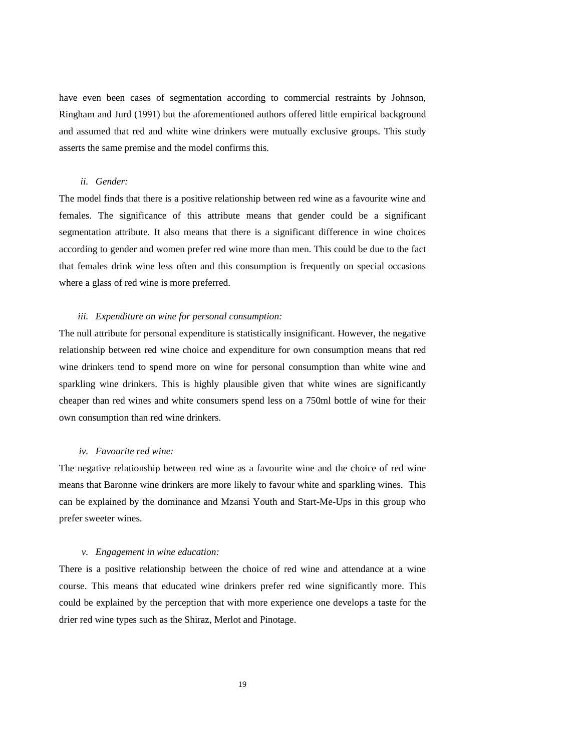have even been cases of segmentation according to commercial restraints by Johnson, Ringham and Jurd (1991) but the aforementioned authors offered little empirical background and assumed that red and white wine drinkers were mutually exclusive groups. This study asserts the same premise and the model confirms this.

*ii. Gender:*

The model finds that there is a positive relationship between red wine as a favourite wine and females. The significance of this attribute means that gender could be a significant segmentation attribute. It also means that there is a significant difference in wine choices according to gender and women prefer red wine more than men. This could be due to the fact that females drink wine less often and this consumption is frequently on special occasions where a glass of red wine is more preferred.

*iii. Expenditure on wine for personal consumption:*

The null attribute for personal expenditure is statistically insignificant. However, the negative relationship between red wine choice and expenditure for own consumption means that red wine drinkers tend to spend more on wine for personal consumption than white wine and sparkling wine drinkers. This is highly plausible given that white wines are significantly cheaper than red wines and white consumers spend less on a 750ml bottle of wine for their own consumption than red wine drinkers.

*iv. Favourite red wine:*

The negative relationship between red wine as a favourite wine and the choice of red wine means that Baronne wine drinkers are more likely to favour white and sparkling wines. This can be explained by the dominance and Mzansi Youth and Start-Me-Ups in this group who prefer sweeter wines.

*v. Engagement in wine education:*

There is a positive relationship between the choice of red wine and attendance at a wine course. This means that educated wine drinkers prefer red wine significantly more. This could be explained by the perception that with more experience one develops a taste for the drier red wine types such as the Shiraz, Merlot and Pinotage.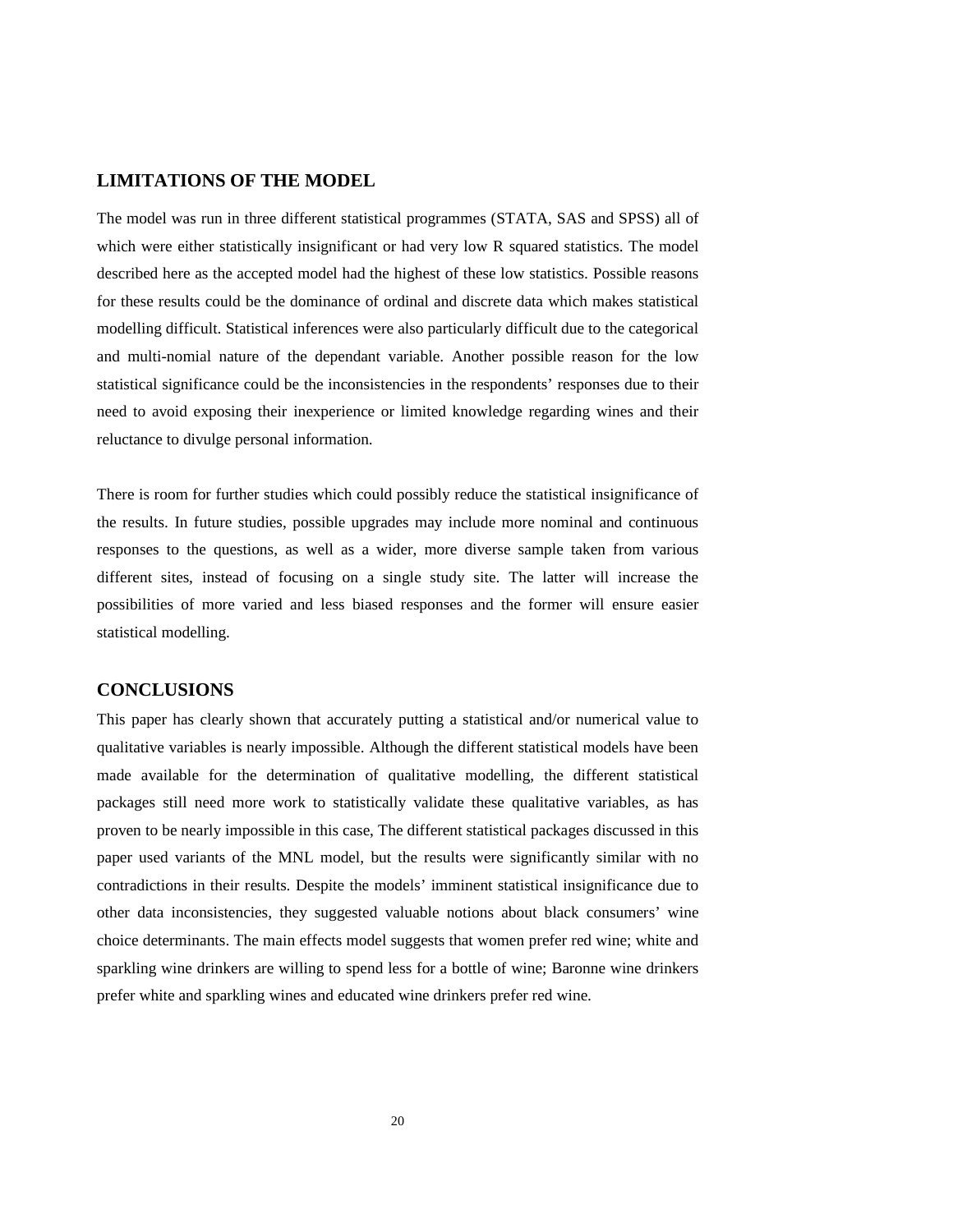## LIMITATIONS OF THE MODEL

The model was run in three different statistical programmes (STATA, SAS and SPSS) all of which were either statistically insignificant or had very low R squared statistics. The model described here as the accepted model had the highest of these low statistics. Possible reasons for these results could be the dominance of ordinal and discrete data which makes statistical modelling difficult. Statistical inferences were also particularly difficult due to the categorical and multi-nomial nature of the dependant variable. Another possible reason for the low statistical significance could be the inconsistencies in the respondents' responses due to their need to avoid exposing their inexperience or limited knowledge regarding wines and their reluctance to divulge personal information.

There is room for further studies which could possibly reduce the statistical insignificance of the results. In future studies, possible upgrades may include more nominal and continuous responses to the questions, as well as a wider, more diverse sample taken from various different sites, instead of focusing on a single study site. The latter will increase the possibilities of more varied and less biased responses and the former will ensure easier statistical modelling.

## CONCLUSIONS

This paper has clearly shown that accurately putting a statistical and/or numerical value to qualitative variables is nearly impossible. Although the different statistical models have been made available for the determination of qualitative modelling, the different statistical packages still need more work to statistically validate these qualitative variables, as has proven to be nearly impossible in this case, The different statistical packages discussed in this paper used variants of the MNL model, but the results were significantly similar with no contradictions in their results. Despite the models' imminent statistical insignificance due to other data inconsistencies, they suggested valuable notions about black consumers' wine choice determinants. The main effects model suggests that women prefer red wine; white and sparkling wine drinkers are willing to spend less for a bottle of wine; Baronne wine drinkers prefer white and sparkling wines and educated wine drinkers prefer red wine.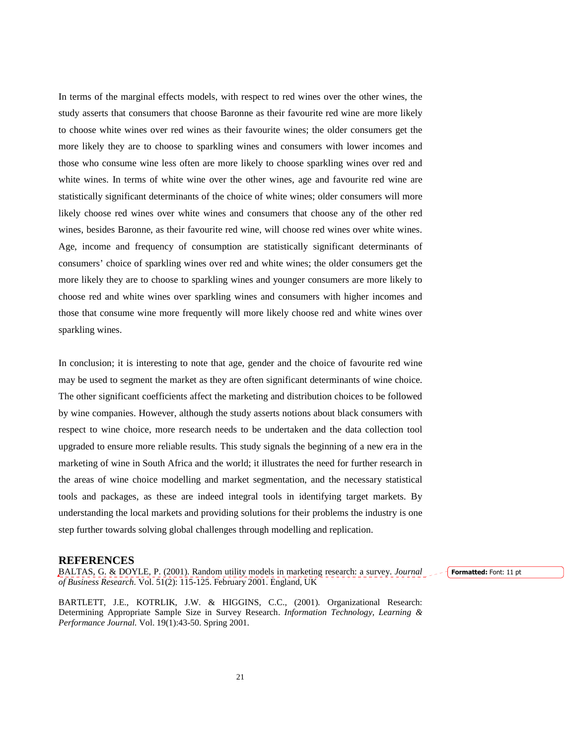In terms of the marginal effects models, with respect to red wines over the other wines, the study asserts that consumers that choose Baronne as their favourite red wine are more likely to choose white wines over red wines as their favourite wines; the older consumers get the more likely they are to choose to sparkling wines and consumers with lower incomes and those who consume wine less often are more likely to choose sparkling wines over red and white wines. In terms of white wine over the other wines, age and favourite red wine are statistically significant determinants of the choice of white wines; older consumers will more likely choose red wines over white wines and consumers that choose any of the other red wines, besides Baronne, as their favourite red wine, will choose red wines over white wines. Age, income and frequency of consumption are statistically significant determinants of consumers' choice of sparkling wines over red and white wines; the older consumers get the more likely they are to choose to sparkling wines and younger consumers are more likely to choose red and white wines over sparkling wines and consumers with higher incomes and those that consume wine more frequently will more likely choose red and white wines over sparkling wines.

In conclusion; it is interesting to note that age, gender and the choice of favourite red wine may be used to segment the market as they are often significant determinants of wine choice. The other significant coefficients affect the marketing and distribution choices to be followed by wine companies. However, although the study asserts notions about black consumers with respect to wine choice, more research needs to be undertaken and the data collection tool upgraded to ensure more reliable results. This study signals the beginning of a new era in the marketing of wine in South Africa and the world; it illustrates the need for further research in the areas of wine choice modelling and market segmentation, and the necessary statistical tools and packages, as these are indeed integral tools in identifying target markets. By understanding the local markets and providing solutions for their problems the industry is one step further towards solving global challenges through modelling and replication.

## REFERENCES

BALTAS, G. & DOYLE, P. (2001). Random utility models in marketing research: a survey. *Journal of Business Research.* Vol. 51(2): 115-125. February 2001. England, UK

BARTLETT, J.E., KOTRLIK, J.W. & HIGGINS, C.C., (2001). Organizational Research: Determining Appropriate Sample Size in Survey Research. *Information Technology, Learning & Performance Journal.* Vol. 19(1):43-50. Spring 2001.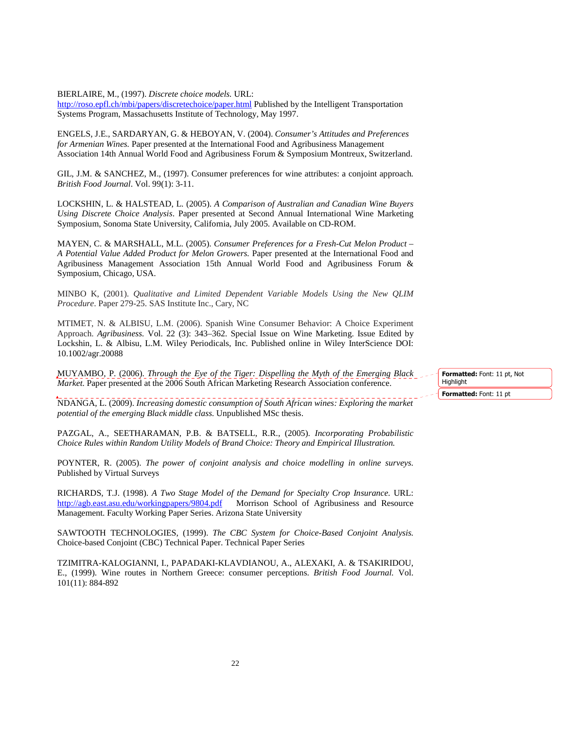BIERLAIRE, M., (1997). *Discrete choice models.* URL: http://roso.epfl.ch/mbi/papers/discretechoice/paper.html Published by the Intelligent Transportation Systems Program, Massachusetts Institute of Technology, May 1997.

ENGELS, J.E., SARDARYAN, G. & HEBOYAN, V. (2004). *Consumer's Attitudes and Preferences for Armenian Wines.* Paper presented at the International Food and Agribusiness Management Association 14th Annual World Food and Agribusiness Forum & Symposium Montreux, Switzerland.

GIL, J.M. & SANCHEZ, M., (1997). Consumer preferences for wine attributes: a conjoint approach. *British Food Journal*. Vol. 99(1): 3-11.

LOCKSHIN, L. & HALSTEAD, L. (2005). *A Comparison of Australian and Canadian Wine Buyers Using Discrete Choice Analysis*. Paper presented at Second Annual International Wine Marketing Symposium, Sonoma State University, California, July 2005. Available on CD-ROM.

MAYEN, C. & MARSHALL, M.L. (2005). *Consumer Preferences for a Fresh-Cut Melon Product – A Potential Value Added Product for Melon Growers.* Paper presented at the International Food and Agribusiness Management Association 15th Annual World Food and Agribusiness Forum & Symposium, Chicago, USA.

MINBO K, (2001). *Qualitative and Limited Dependent Variable Models Using the New QLIM Procedure*. Paper 279-25. SAS Institute Inc., Cary, NC

MTIMET, N. & ALBISU, L.M. (2006). Spanish Wine Consumer Behavior: A Choice Experiment Approach. *Agribusiness.* Vol. 22 (3): 343–362. Special Issue on Wine Marketing. Issue Edited by Lockshin, L. & Albisu, L.M. Wiley Periodicals, Inc. Published online in Wiley InterScience DOI: 10.1002/agr.20088

MUYAMBO, P. (2006). *Through the Eye of the Tiger: Dispelling the Myth of the Emerging Black Market.* Paper presented at the 2006 South African Marketing Research Association conference.

NDANGA, L. (2009). *Increasing domestic consumption of South African wines: Exploring the market potential of the emerging Black middle class.* Unpublished MSc thesis.

PAZGAL, A., SEETHARAMAN, P.B. & BATSELL, R.R., (2005). *Incorporating Probabilistic Choice Rules within Random Utility Models of Brand Choice: Theory and Empirical Illustration.*

POYNTER, R. (2005). *The power of conjoint analysis and choice modelling in online surveys.* Published by Virtual Surveys

RICHARDS, T.J. (1998). *A Two Stage Model of the Demand for Specialty Crop Insurance.* URL: http://agb.east.asu.edu/workingpapers/9804.pdf Morrison School of Agribusiness and Resource Management. Faculty Working Paper Series. Arizona State University

SAWTOOTH TECHNOLOGIES, (1999). *The CBC System for Choice-Based Conjoint Analysis.* Choice-based Conjoint (CBC) Technical Paper. Technical Paper Series

TZIMITRA-KALOGIANNI, I., PAPADAKI-KLAVDIANOU, A., ALEXAKI, A. & TSAKIRIDOU, E., (1999). Wine routes in Northern Greece: consumer perceptions. *British Food Journal.* Vol. 101(11): 884-892